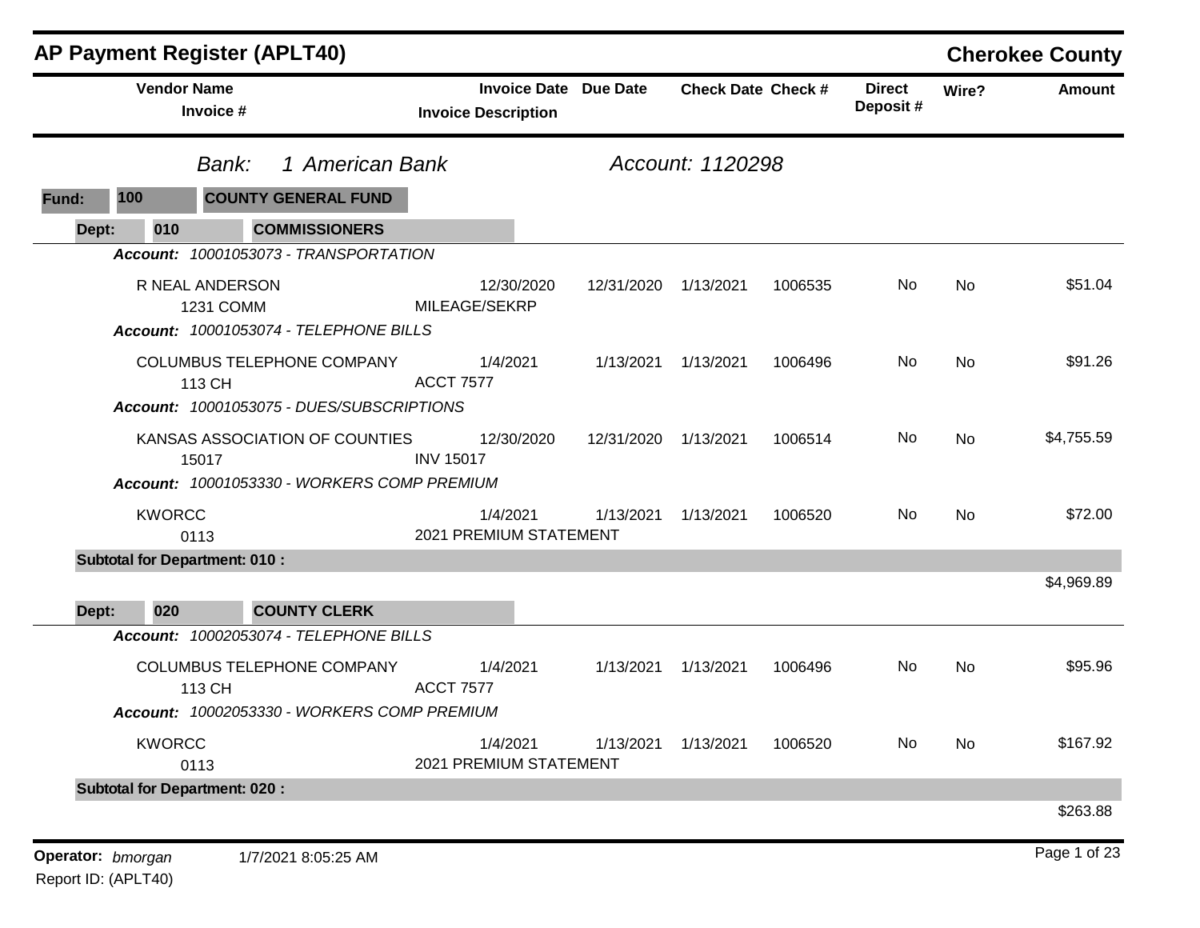# AP Payment Register (APLT40)

## Cherokee County

**Bank:** 1 American Bank — **Account:** 1120298

**Fund:** 100 — COUNTY GENERAL FUND

### Dept: 010 — COMMISSIONERS

| Vendor Name / Invoice # | Invoice Date / Invoice Description | Due Date | Check Date | Check # | Direct Deposit # | Wire? | Amount |
|---|---|---|---|---|---|---|---|
| ***Account: 10001053073 - TRANSPORTATION*** | | | | | | | |
| R NEAL ANDERSON<br>1231 COMM | 12/30/2020<br>MILEAGE/SEKRP | 12/31/2020 | 1/13/2021 | 1006535 | No | No | $51.04 |
| ***Account: 10001053074 - TELEPHONE BILLS*** | | | | | | | |
| COLUMBUS TELEPHONE COMPANY<br>113 CH | 1/4/2021<br>ACCT 7577 | 1/13/2021 | 1/13/2021 | 1006496 | No | No | $91.26 |
| ***Account: 10001053075 - DUES/SUBSCRIPTIONS*** | | | | | | | |
| KANSAS ASSOCIATION OF COUNTIES<br>15017 | 12/30/2020<br>INV 15017 | 12/31/2020 | 1/13/2021 | 1006514 | No | No | $4,755.59 |
| ***Account: 10001053330 - WORKERS COMP PREMIUM*** | | | | | | | |
| KWORCC<br>0113 | 1/4/2021<br>2021 PREMIUM STATEMENT | 1/13/2021 | 1/13/2021 | 1006520 | No | No | $72.00 |
| **Subtotal for Department: 010 :** | | | | | | | $4,969.89 |

### Dept: 020 — COUNTY CLERK

| Vendor Name / Invoice # | Invoice Date / Invoice Description | Due Date | Check Date | Check # | Direct Deposit # | Wire? | Amount |
|---|---|---|---|---|---|---|---|
| ***Account: 10002053074 - TELEPHONE BILLS*** | | | | | | | |
| COLUMBUS TELEPHONE COMPANY<br>113 CH | 1/4/2021<br>ACCT 7577 | 1/13/2021 | 1/13/2021 | 1006496 | No | No | $95.96 |
| ***Account: 10002053330 - WORKERS COMP PREMIUM*** | | | | | | | |
| KWORCC<br>0113 | 1/4/2021<br>2021 PREMIUM STATEMENT | 1/13/2021 | 1/13/2021 | 1006520 | No | No | $167.92 |
| **Subtotal for Department: 020 :** | | | | | | | $263.88 |

**Operator:** *bmorgan* 1/7/2021 8:05:25 AM

Report ID: (APLT40)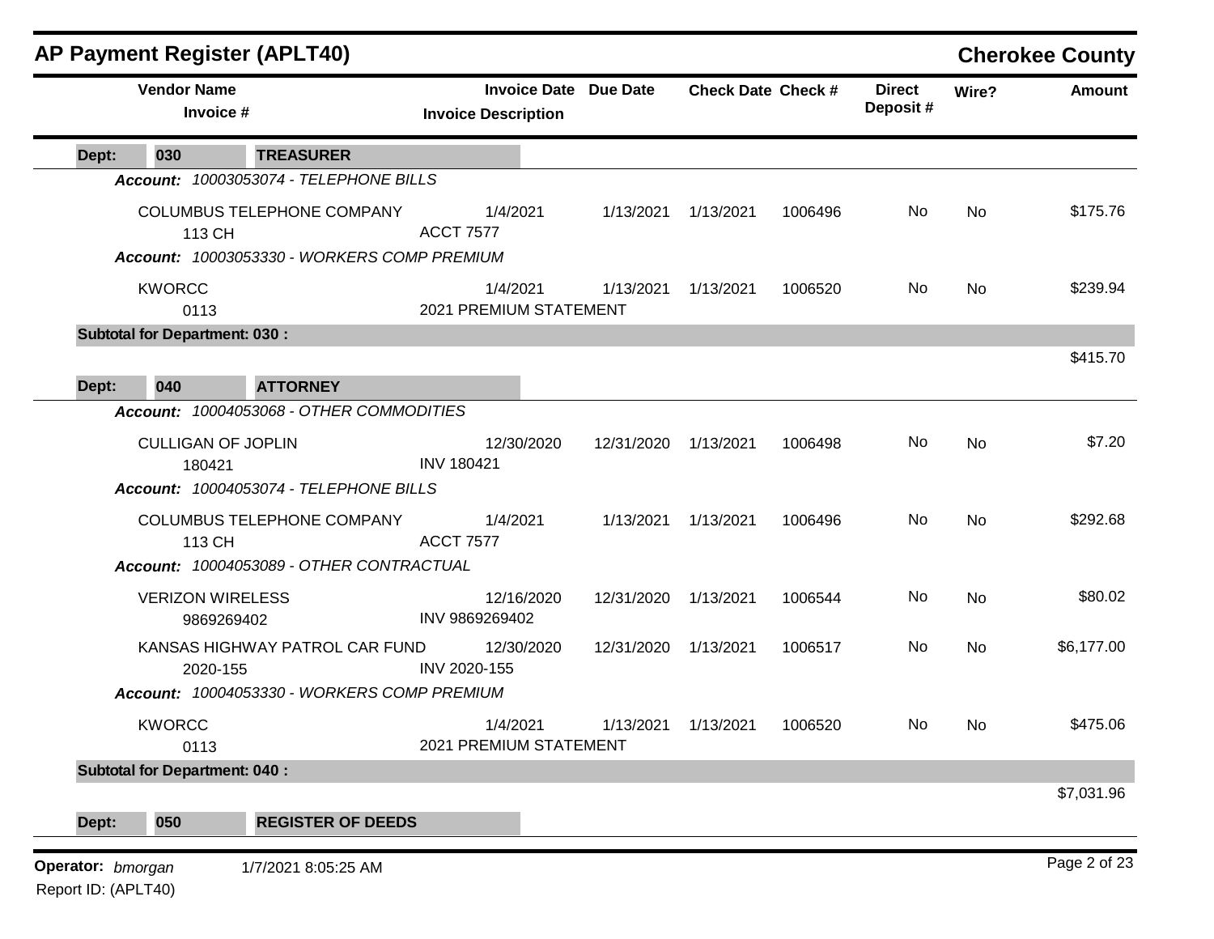# AP Payment Register (APLT40)

**Cherokee County**

| Vendor Name / Invoice # | Invoice Date / Invoice Description | Due Date | Check Date | Check # | Direct Deposit # | Wire? | Amount |
|---|---|---|---|---|---|---|---|
| **Dept: 030 TREASURER** | | | | | | | |
| ***Account: 10003053074 - TELEPHONE BILLS*** | | | | | | | |
| COLUMBUS TELEPHONE COMPANY<br>113 CH | 1/4/2021<br>ACCT 7577 | 1/13/2021 | 1/13/2021 | 1006496 | No | No | $175.76 |
| ***Account: 10003053330 - WORKERS COMP PREMIUM*** | | | | | | | |
| KWORCC<br>0113 | 1/4/2021<br>2021 PREMIUM STATEMENT | 1/13/2021 | 1/13/2021 | 1006520 | No | No | $239.94 |
| **Subtotal for Department: 030 :** | | | | | | | $415.70 |
| **Dept: 040 ATTORNEY** | | | | | | | |
| ***Account: 10004053068 - OTHER COMMODITIES*** | | | | | | | |
| CULLIGAN OF JOPLIN<br>180421 | 12/30/2020<br>INV 180421 | 12/31/2020 | 1/13/2021 | 1006498 | No | No | $7.20 |
| ***Account: 10004053074 - TELEPHONE BILLS*** | | | | | | | |
| COLUMBUS TELEPHONE COMPANY<br>113 CH | 1/4/2021<br>ACCT 7577 | 1/13/2021 | 1/13/2021 | 1006496 | No | No | $292.68 |
| ***Account: 10004053089 - OTHER CONTRACTUAL*** | | | | | | | |
| VERIZON WIRELESS<br>9869269402 | 12/16/2020<br>INV 9869269402 | 12/31/2020 | 1/13/2021 | 1006544 | No | No | $80.02 |
| KANSAS HIGHWAY PATROL CAR FUND<br>2020-155 | 12/30/2020<br>INV 2020-155 | 12/31/2020 | 1/13/2021 | 1006517 | No | No | $6,177.00 |
| ***Account: 10004053330 - WORKERS COMP PREMIUM*** | | | | | | | |
| KWORCC<br>0113 | 1/4/2021<br>2021 PREMIUM STATEMENT | 1/13/2021 | 1/13/2021 | 1006520 | No | No | $475.06 |
| **Subtotal for Department: 040 :** | | | | | | | $7,031.96 |
| **Dept: 050 REGISTER OF DEEDS** | | | | | | | |

**Operator:** *bmorgan* 1/7/2021 8:05:25 AM
Report ID: (APLT40)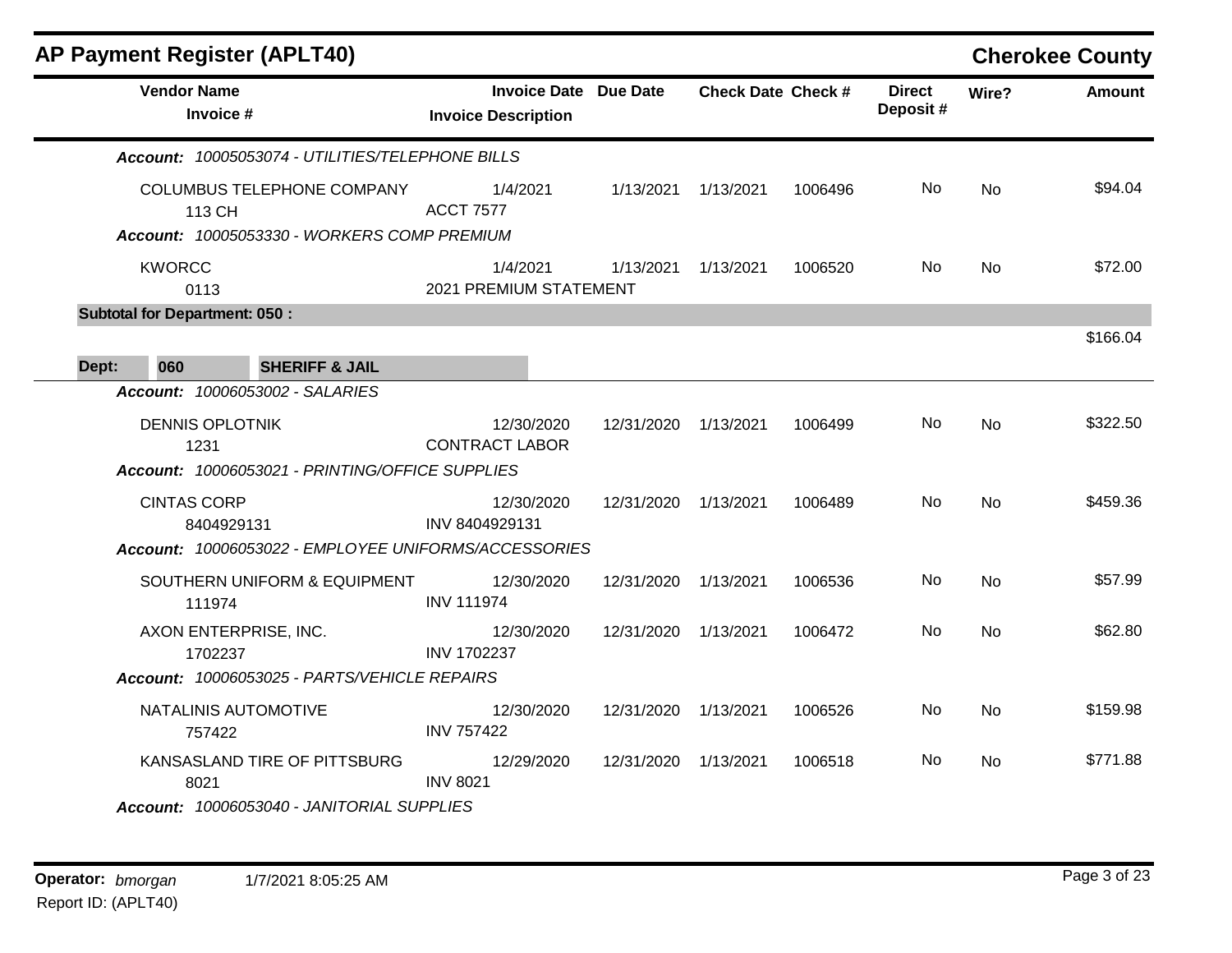## AP Payment Register (APLT40) — Cherokee County

| Vendor Name / Invoice # | Invoice Date / Invoice Description | Due Date | Check Date | Check # | Direct Deposit # | Wire? | Amount |
|---|---|---|---|---|---|---|---|
| ***Account:** 10005053074 - UTILITIES/TELEPHONE BILLS* | | | | | | | |
| COLUMBUS TELEPHONE COMPANY<br>113 CH | 1/4/2021<br>ACCT 7577 | 1/13/2021 | 1/13/2021 | 1006496 | No | No | $94.04 |
| ***Account:** 10005053330 - WORKERS COMP PREMIUM* | | | | | | | |
| KWORCC<br>0113 | 1/4/2021<br>2021 PREMIUM STATEMENT | 1/13/2021 | 1/13/2021 | 1006520 | No | No | $72.00 |
| **Subtotal for Department: 050 :** | | | | | | | $166.04 |

**Dept: 060 SHERIFF & JAIL**

| Vendor Name / Invoice # | Invoice Date / Invoice Description | Due Date | Check Date | Check # | Direct Deposit # | Wire? | Amount |
|---|---|---|---|---|---|---|---|
| ***Account:** 10006053002 - SALARIES* | | | | | | | |
| DENNIS OPLOTNIK<br>1231 | 12/30/2020<br>CONTRACT LABOR | 12/31/2020 | 1/13/2021 | 1006499 | No | No | $322.50 |
| ***Account:** 10006053021 - PRINTING/OFFICE SUPPLIES* | | | | | | | |
| CINTAS CORP<br>8404929131 | 12/30/2020<br>INV 8404929131 | 12/31/2020 | 1/13/2021 | 1006489 | No | No | $459.36 |
| ***Account:** 10006053022 - EMPLOYEE UNIFORMS/ACCESSORIES* | | | | | | | |
| SOUTHERN UNIFORM & EQUIPMENT<br>111974 | 12/30/2020<br>INV 111974 | 12/31/2020 | 1/13/2021 | 1006536 | No | No | $57.99 |
| AXON ENTERPRISE, INC.<br>1702237 | 12/30/2020<br>INV 1702237 | 12/31/2020 | 1/13/2021 | 1006472 | No | No | $62.80 |
| ***Account:** 10006053025 - PARTS/VEHICLE REPAIRS* | | | | | | | |
| NATALINIS AUTOMOTIVE<br>757422 | 12/30/2020<br>INV 757422 | 12/31/2020 | 1/13/2021 | 1006526 | No | No | $159.98 |
| KANSASLAND TIRE OF PITTSBURG<br>8021 | 12/29/2020<br>INV 8021 | 12/31/2020 | 1/13/2021 | 1006518 | No | No | $771.88 |
| ***Account:** 10006053040 - JANITORIAL SUPPLIES* | | | | | | | |

**Operator:** *bmorgan* 1/7/2021 8:05:25 AM
Report ID: (APLT40)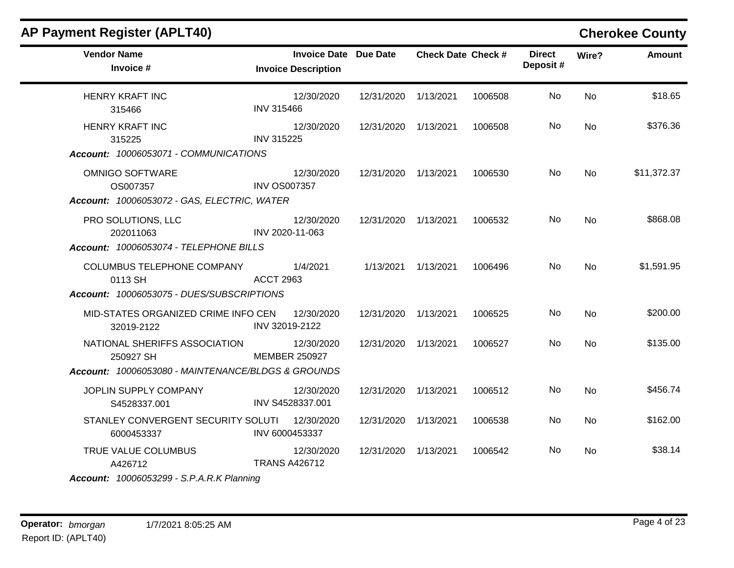## AP Payment Register (APLT40)

**Cherokee County**

| Vendor Name / Invoice # | Invoice Date / Invoice Description | Due Date | Check Date | Check # | Direct Deposit # | Wire? | Amount |
|---|---|---|---|---|---|---|---|
| HENRY KRAFT INC<br>315466 | 12/30/2020<br>INV 315466 | 12/31/2020 | 1/13/2021 | 1006508 | No | No | $18.65 |
| HENRY KRAFT INC<br>315225 | 12/30/2020<br>INV 315225 | 12/31/2020 | 1/13/2021 | 1006508 | No | No | $376.36 |
| ***Account:** 10006053071 - COMMUNICATIONS* | | | | | | | |
| OMNIGO SOFTWARE<br>OS007357 | 12/30/2020<br>INV OS007357 | 12/31/2020 | 1/13/2021 | 1006530 | No | No | $11,372.37 |
| ***Account:** 10006053072 - GAS, ELECTRIC, WATER* | | | | | | | |
| PRO SOLUTIONS, LLC<br>202011063 | 12/30/2020<br>INV 2020-11-063 | 12/31/2020 | 1/13/2021 | 1006532 | No | No | $868.08 |
| ***Account:** 10006053074 - TELEPHONE BILLS* | | | | | | | |
| COLUMBUS TELEPHONE COMPANY<br>0113 SH | 1/4/2021<br>ACCT 2963 | 1/13/2021 | 1/13/2021 | 1006496 | No | No | $1,591.95 |
| ***Account:** 10006053075 - DUES/SUBSCRIPTIONS* | | | | | | | |
| MID-STATES ORGANIZED CRIME INFO CEN<br>32019-2122 | 12/30/2020<br>INV 32019-2122 | 12/31/2020 | 1/13/2021 | 1006525 | No | No | $200.00 |
| NATIONAL SHERIFFS ASSOCIATION<br>250927 SH | 12/30/2020<br>MEMBER 250927 | 12/31/2020 | 1/13/2021 | 1006527 | No | No | $135.00 |
| ***Account:** 10006053080 - MAINTENANCE/BLDGS & GROUNDS* | | | | | | | |
| JOPLIN SUPPLY COMPANY<br>S4528337.001 | 12/30/2020<br>INV S4528337.001 | 12/31/2020 | 1/13/2021 | 1006512 | No | No | $456.74 |
| STANLEY CONVERGENT SECURITY SOLUTI<br>6000453337 | 12/30/2020<br>INV 6000453337 | 12/31/2020 | 1/13/2021 | 1006538 | No | No | $162.00 |
| TRUE VALUE COLUMBUS<br>A426712 | 12/30/2020<br>TRANS A426712 | 12/31/2020 | 1/13/2021 | 1006542 | No | No | $38.14 |
| ***Account:** 10006053299 - S.P.A.R.K Planning* | | | | | | | |

**Operator:** *bmorgan* 1/7/2021 8:05:25 AM

Report ID: (APLT40)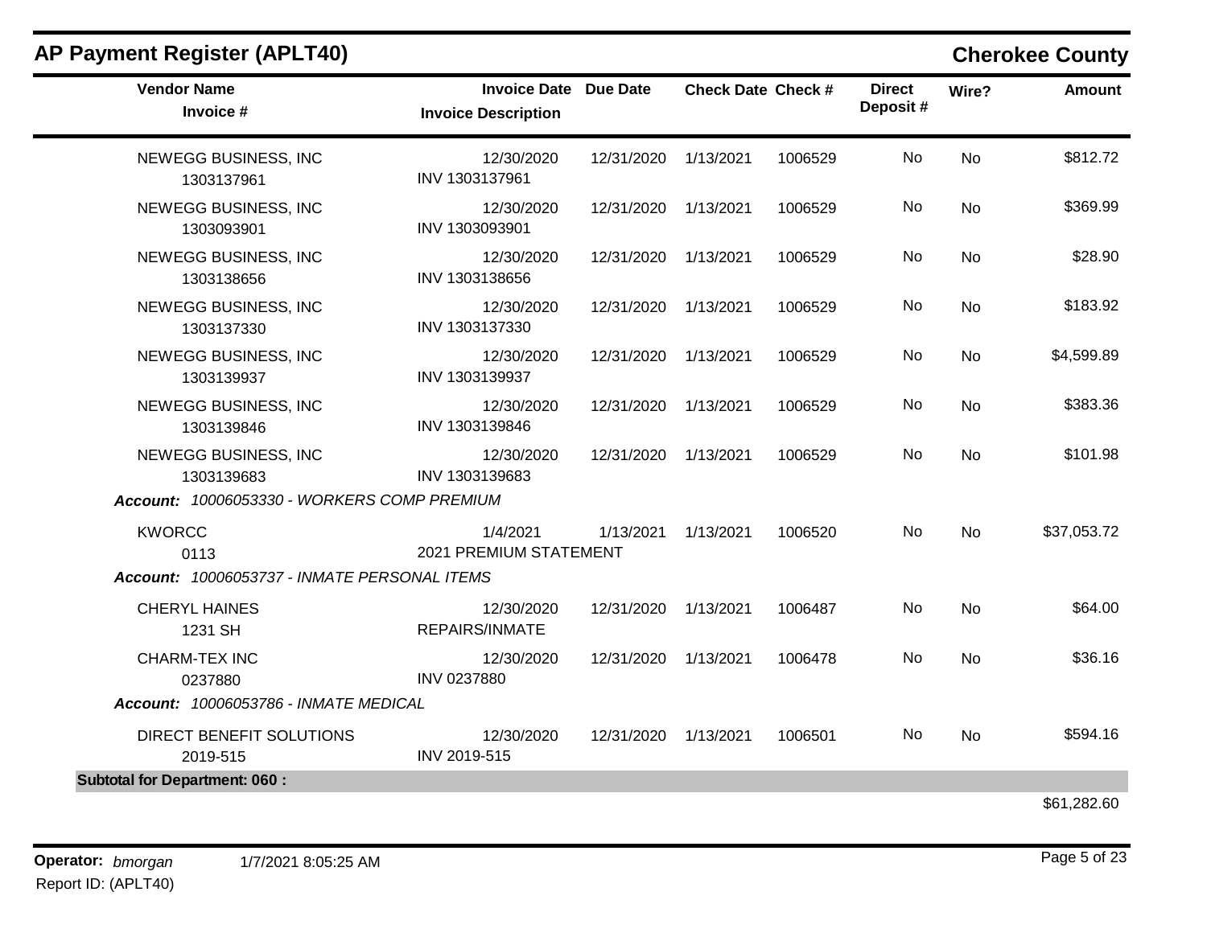## AP Payment Register (APLT40)

**Cherokee County**

| Vendor Name / Invoice # | Invoice Date / Invoice Description | Due Date | Check Date | Check # | Direct Deposit # | Wire? | Amount |
|---|---|---|---|---|---|---|---|
| NEWEGG BUSINESS, INC<br>1303137961 | 12/30/2020<br>INV 1303137961 | 12/31/2020 | 1/13/2021 | 1006529 | No | No | $812.72 |
| NEWEGG BUSINESS, INC<br>1303093901 | 12/30/2020<br>INV 1303093901 | 12/31/2020 | 1/13/2021 | 1006529 | No | No | $369.99 |
| NEWEGG BUSINESS, INC<br>1303138656 | 12/30/2020<br>INV 1303138656 | 12/31/2020 | 1/13/2021 | 1006529 | No | No | $28.90 |
| NEWEGG BUSINESS, INC<br>1303137330 | 12/30/2020<br>INV 1303137330 | 12/31/2020 | 1/13/2021 | 1006529 | No | No | $183.92 |
| NEWEGG BUSINESS, INC<br>1303139937 | 12/30/2020<br>INV 1303139937 | 12/31/2020 | 1/13/2021 | 1006529 | No | No | $4,599.89 |
| NEWEGG BUSINESS, INC<br>1303139846 | 12/30/2020<br>INV 1303139846 | 12/31/2020 | 1/13/2021 | 1006529 | No | No | $383.36 |
| NEWEGG BUSINESS, INC<br>1303139683 | 12/30/2020<br>INV 1303139683 | 12/31/2020 | 1/13/2021 | 1006529 | No | No | $101.98 |
| ***Account:** 10006053330 - WORKERS COMP PREMIUM* | | | | | | | |
| KWORCC<br>0113 | 1/4/2021<br>2021 PREMIUM STATEMENT | 1/13/2021 | 1/13/2021 | 1006520 | No | No | $37,053.72 |
| ***Account:** 10006053737 - INMATE PERSONAL ITEMS* | | | | | | | |
| CHERYL HAINES<br>1231 SH | 12/30/2020<br>REPAIRS/INMATE | 12/31/2020 | 1/13/2021 | 1006487 | No | No | $64.00 |
| CHARM-TEX INC<br>0237880 | 12/30/2020<br>INV 0237880 | 12/31/2020 | 1/13/2021 | 1006478 | No | No | $36.16 |
| ***Account:** 10006053786 - INMATE MEDICAL* | | | | | | | |
| DIRECT BENEFIT SOLUTIONS<br>2019-515 | 12/30/2020<br>INV 2019-515 | 12/31/2020 | 1/13/2021 | 1006501 | No | No | $594.16 |
| **Subtotal for Department: 060 :** | | | | | | | $61,282.60 |

**Operator:** *bmorgan* 1/7/2021 8:05:25 AM

Report ID: (APLT40)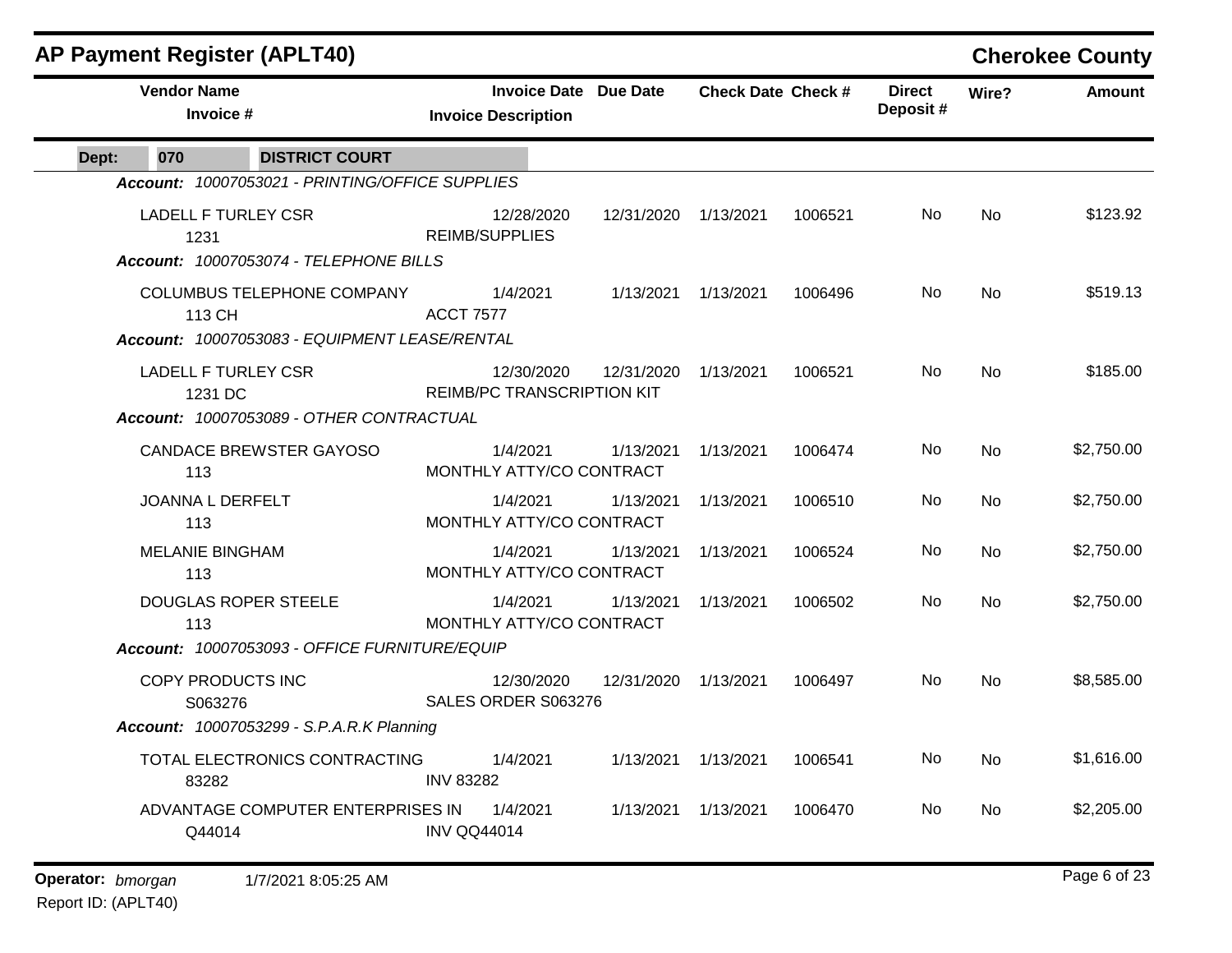# AP Payment Register (APLT40)

## Cherokee County

| Vendor Name / Invoice # | Invoice Date / Invoice Description | Due Date | Check Date | Check # | Direct Deposit # | Wire? | Amount |
|---|---|---|---|---|---|---|---|
| **Dept: 070 DISTRICT COURT** | | | | | | | |
| ***Account: 10007053021 - PRINTING/OFFICE SUPPLIES*** | | | | | | | |
| LADELL F TURLEY CSR<br>1231 | 12/28/2020<br>REIMB/SUPPLIES | 12/31/2020 | 1/13/2021 | 1006521 | No | No | $123.92 |
| ***Account: 10007053074 - TELEPHONE BILLS*** | | | | | | | |
| COLUMBUS TELEPHONE COMPANY<br>113 CH | 1/4/2021<br>ACCT 7577 | 1/13/2021 | 1/13/2021 | 1006496 | No | No | $519.13 |
| ***Account: 10007053083 - EQUIPMENT LEASE/RENTAL*** | | | | | | | |
| LADELL F TURLEY CSR<br>1231 DC | 12/30/2020<br>REIMB/PC TRANSCRIPTION KIT | 12/31/2020 | 1/13/2021 | 1006521 | No | No | $185.00 |
| ***Account: 10007053089 - OTHER CONTRACTUAL*** | | | | | | | |
| CANDACE BREWSTER GAYOSO<br>113 | 1/4/2021<br>MONTHLY ATTY/CO CONTRACT | 1/13/2021 | 1/13/2021 | 1006474 | No | No | $2,750.00 |
| JOANNA L DERFELT<br>113 | 1/4/2021<br>MONTHLY ATTY/CO CONTRACT | 1/13/2021 | 1/13/2021 | 1006510 | No | No | $2,750.00 |
| MELANIE BINGHAM<br>113 | 1/4/2021<br>MONTHLY ATTY/CO CONTRACT | 1/13/2021 | 1/13/2021 | 1006524 | No | No | $2,750.00 |
| DOUGLAS ROPER STEELE<br>113 | 1/4/2021<br>MONTHLY ATTY/CO CONTRACT | 1/13/2021 | 1/13/2021 | 1006502 | No | No | $2,750.00 |
| ***Account: 10007053093 - OFFICE FURNITURE/EQUIP*** | | | | | | | |
| COPY PRODUCTS INC<br>S063276 | 12/30/2020<br>SALES ORDER S063276 | 12/31/2020 | 1/13/2021 | 1006497 | No | No | $8,585.00 |
| ***Account: 10007053299 - S.P.A.R.K Planning*** | | | | | | | |
| TOTAL ELECTRONICS CONTRACTING<br>83282 | 1/4/2021<br>INV 83282 | 1/13/2021 | 1/13/2021 | 1006541 | No | No | $1,616.00 |
| ADVANTAGE COMPUTER ENTERPRISES IN<br>Q44014 | 1/4/2021<br>INV QQ44014 | 1/13/2021 | 1/13/2021 | 1006470 | No | No | $2,205.00 |

**Operator:** *bmorgan* 1/7/2021 8:05:25 AM

Report ID: (APLT40)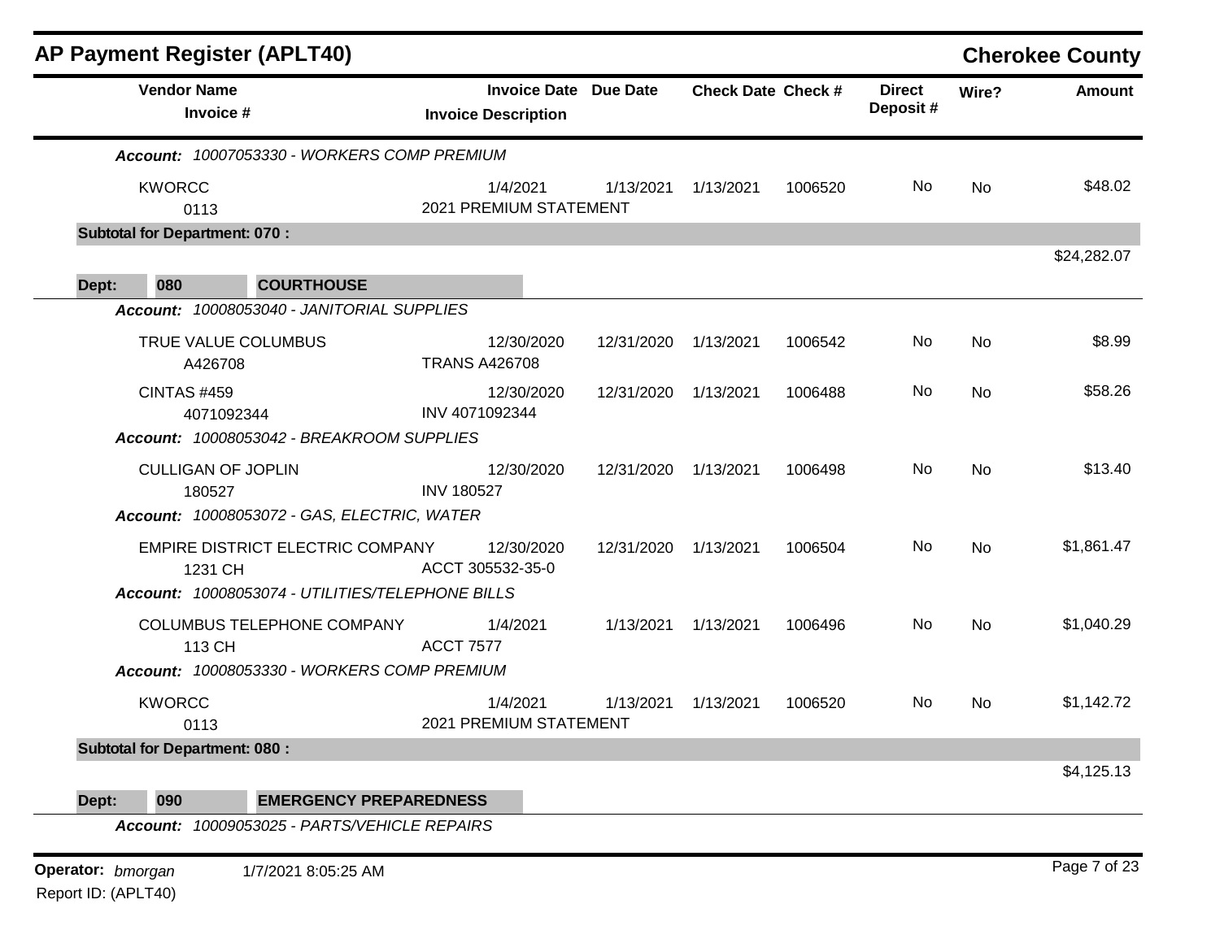# AP Payment Register (APLT40)

**Cherokee County**

| Vendor Name / Invoice # | Invoice Date / Invoice Description | Due Date | Check Date | Check # | Direct Deposit # | Wire? | Amount |
|---|---|---|---|---|---|---|---|
| ***Account:** 10007053330 - WORKERS COMP PREMIUM* | | | | | | | |
| KWORCC<br>0113 | 1/4/2021<br>2021 PREMIUM STATEMENT | 1/13/2021 | 1/13/2021 | 1006520 | No | No | $48.02 |
| **Subtotal for Department: 070 :** | | | | | | | $24,282.07 |
| **Dept: 080 COURTHOUSE** | | | | | | | |
| ***Account:** 10008053040 - JANITORIAL SUPPLIES* | | | | | | | |
| TRUE VALUE COLUMBUS<br>A426708 | 12/30/2020<br>TRANS A426708 | 12/31/2020 | 1/13/2021 | 1006542 | No | No | $8.99 |
| CINTAS #459<br>4071092344 | 12/30/2020<br>INV 4071092344 | 12/31/2020 | 1/13/2021 | 1006488 | No | No | $58.26 |
| ***Account:** 10008053042 - BREAKROOM SUPPLIES* | | | | | | | |
| CULLIGAN OF JOPLIN<br>180527 | 12/30/2020<br>INV 180527 | 12/31/2020 | 1/13/2021 | 1006498 | No | No | $13.40 |
| ***Account:** 10008053072 - GAS, ELECTRIC, WATER* | | | | | | | |
| EMPIRE DISTRICT ELECTRIC COMPANY<br>1231 CH | 12/30/2020<br>ACCT 305532-35-0 | 12/31/2020 | 1/13/2021 | 1006504 | No | No | $1,861.47 |
| ***Account:** 10008053074 - UTILITIES/TELEPHONE BILLS* | | | | | | | |
| COLUMBUS TELEPHONE COMPANY<br>113 CH | 1/4/2021<br>ACCT 7577 | 1/13/2021 | 1/13/2021 | 1006496 | No | No | $1,040.29 |
| ***Account:** 10008053330 - WORKERS COMP PREMIUM* | | | | | | | |
| KWORCC<br>0113 | 1/4/2021<br>2021 PREMIUM STATEMENT | 1/13/2021 | 1/13/2021 | 1006520 | No | No | $1,142.72 |
| **Subtotal for Department: 080 :** | | | | | | | $4,125.13 |
| **Dept: 090 EMERGENCY PREPAREDNESS** | | | | | | | |
| ***Account:** 10009053025 - PARTS/VEHICLE REPAIRS* | | | | | | | |

Operator: *bmorgan* 1/7/2021 8:05:25 AM

Report ID: (APLT40)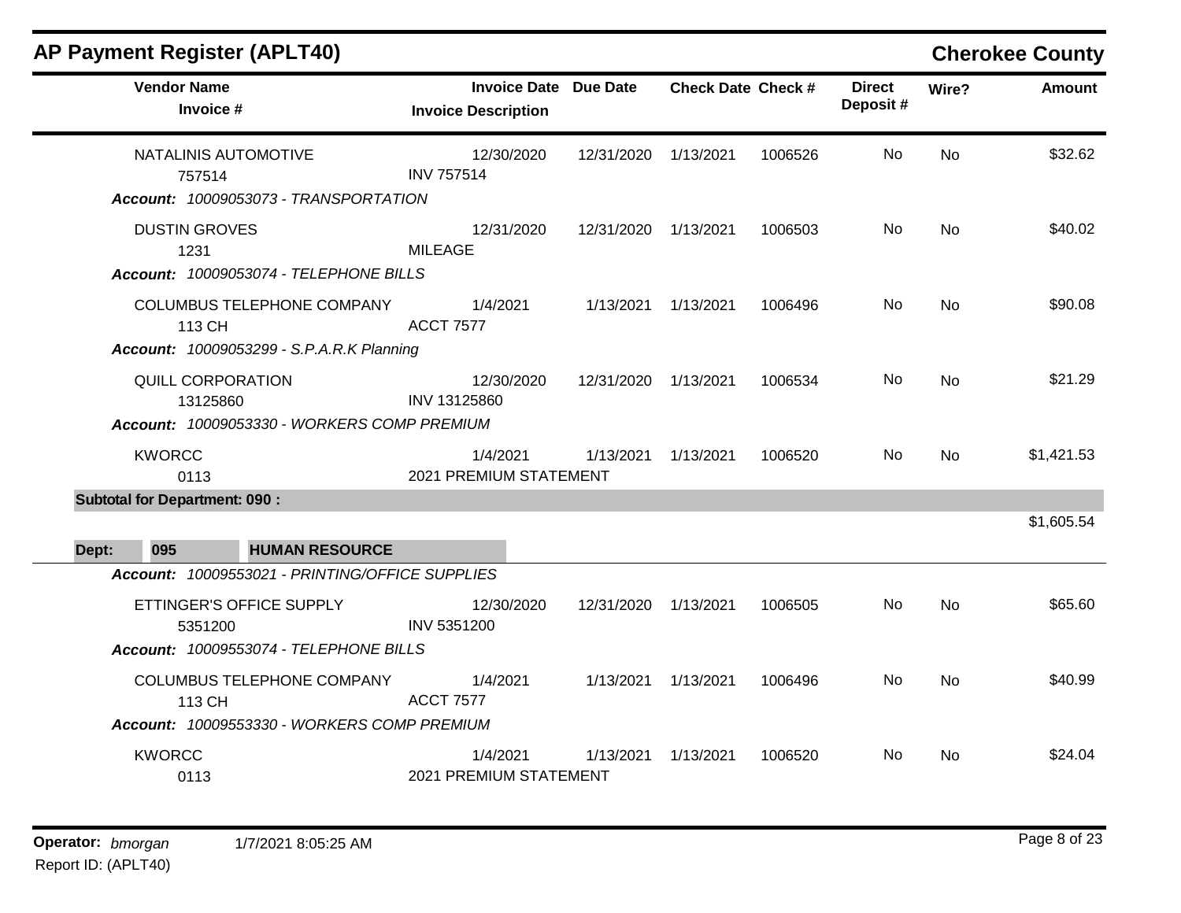## AP Payment Register (APLT40) — Cherokee County

| Vendor Name / Invoice # | Invoice Date / Invoice Description | Due Date | Check Date | Check # | Direct Deposit # | Wire? | Amount |
|---|---|---|---|---|---|---|---|
| NATALINIS AUTOMOTIVE | 12/30/2020 | 12/31/2020 | 1/13/2021 | 1006526 | No | No | $32.62 |
| 757514 | INV 757514 | | | | | | |
| ***Account:*** *10009053073 - TRANSPORTATION* | | | | | | | |
| DUSTIN GROVES | 12/31/2020 | 12/31/2020 | 1/13/2021 | 1006503 | No | No | $40.02 |
| 1231 | MILEAGE | | | | | | |
| ***Account:*** *10009053074 - TELEPHONE BILLS* | | | | | | | |
| COLUMBUS TELEPHONE COMPANY | 1/4/2021 | 1/13/2021 | 1/13/2021 | 1006496 | No | No | $90.08 |
| 113 CH | ACCT 7577 | | | | | | |
| ***Account:*** *10009053299 - S.P.A.R.K Planning* | | | | | | | |
| QUILL CORPORATION | 12/30/2020 | 12/31/2020 | 1/13/2021 | 1006534 | No | No | $21.29 |
| 13125860 | INV 13125860 | | | | | | |
| ***Account:*** *10009053330 - WORKERS COMP PREMIUM* | | | | | | | |
| KWORCC | 1/4/2021 | 1/13/2021 | 1/13/2021 | 1006520 | No | No | $1,421.53 |
| 0113 | 2021 PREMIUM STATEMENT | | | | | | |
| **Subtotal for Department: 090 :** | | | | | | | $1,605.54 |
| **Dept: 095 HUMAN RESOURCE** | | | | | | | |
| ***Account:*** *10009553021 - PRINTING/OFFICE SUPPLIES* | | | | | | | |
| ETTINGER'S OFFICE SUPPLY | 12/30/2020 | 12/31/2020 | 1/13/2021 | 1006505 | No | No | $65.60 |
| 5351200 | INV 5351200 | | | | | | |
| ***Account:*** *10009553074 - TELEPHONE BILLS* | | | | | | | |
| COLUMBUS TELEPHONE COMPANY | 1/4/2021 | 1/13/2021 | 1/13/2021 | 1006496 | No | No | $40.99 |
| 113 CH | ACCT 7577 | | | | | | |
| ***Account:*** *10009553330 - WORKERS COMP PREMIUM* | | | | | | | |
| KWORCC | 1/4/2021 | 1/13/2021 | 1/13/2021 | 1006520 | No | No | $24.04 |
| 0113 | 2021 PREMIUM STATEMENT | | | | | | |

**Operator:** *bmorgan* 1/7/2021 8:05:25 AM
Report ID: (APLT40)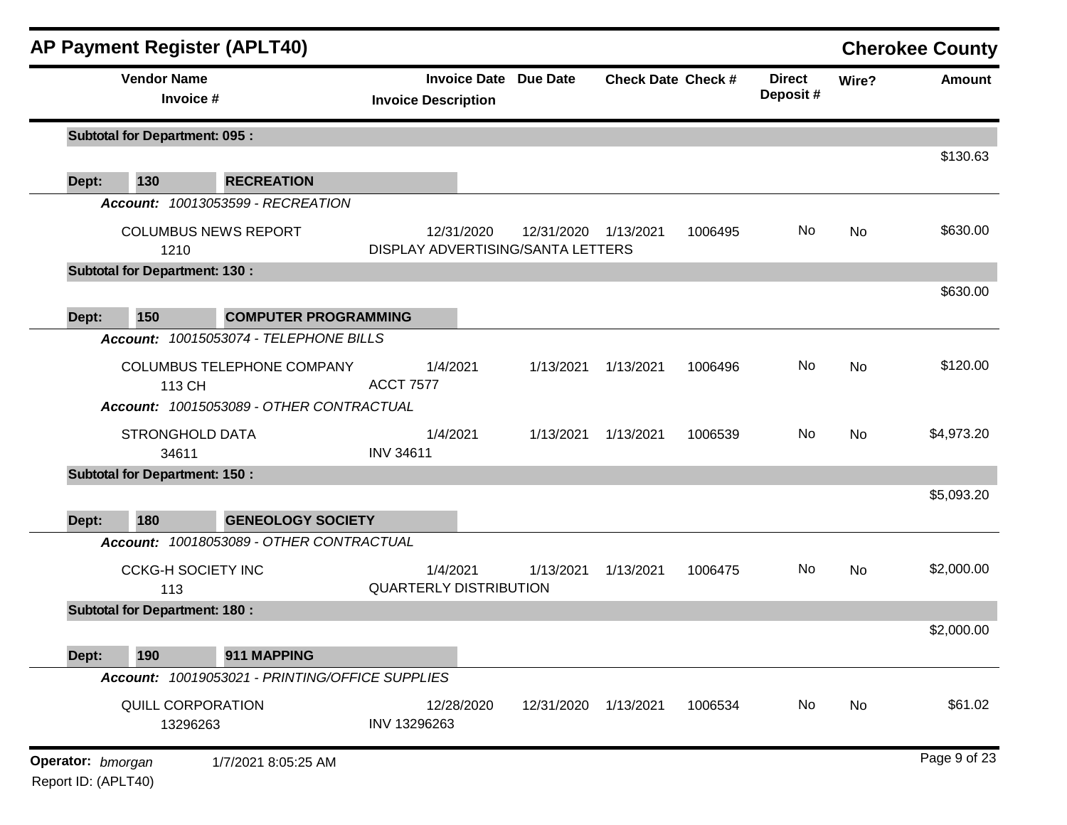## AP Payment Register (APLT40) — Cherokee County

| Vendor Name / Invoice # | Invoice Date / Invoice Description | Due Date | Check Date | Check # | Direct Deposit # | Wire? | Amount |
|---|---|---|---|---|---|---|---|
| **Subtotal for Department: 095 :** | | | | | | | $130.63 |
| **Dept: 130 RECREATION** | | | | | | | |
| *Account: 10013053599 - RECREATION* | | | | | | | |
| COLUMBUS NEWS REPORT<br>1210 | 12/31/2020<br>DISPLAY ADVERTISING/SANTA LETTERS | 12/31/2020 | 1/13/2021 | 1006495 | No | No | $630.00 |
| **Subtotal for Department: 130 :** | | | | | | | $630.00 |
| **Dept: 150 COMPUTER PROGRAMMING** | | | | | | | |
| *Account: 10015053074 - TELEPHONE BILLS* | | | | | | | |
| COLUMBUS TELEPHONE COMPANY<br>113 CH | 1/4/2021<br>ACCT 7577 | 1/13/2021 | 1/13/2021 | 1006496 | No | No | $120.00 |
| *Account: 10015053089 - OTHER CONTRACTUAL* | | | | | | | |
| STRONGHOLD DATA<br>34611 | 1/4/2021<br>INV 34611 | 1/13/2021 | 1/13/2021 | 1006539 | No | No | $4,973.20 |
| **Subtotal for Department: 150 :** | | | | | | | $5,093.20 |
| **Dept: 180 GENEOLOGY SOCIETY** | | | | | | | |
| *Account: 10018053089 - OTHER CONTRACTUAL* | | | | | | | |
| CCKG-H SOCIETY INC<br>113 | 1/4/2021<br>QUARTERLY DISTRIBUTION | 1/13/2021 | 1/13/2021 | 1006475 | No | No | $2,000.00 |
| **Subtotal for Department: 180 :** | | | | | | | $2,000.00 |
| **Dept: 190 911 MAPPING** | | | | | | | |
| *Account: 10019053021 - PRINTING/OFFICE SUPPLIES* | | | | | | | |
| QUILL CORPORATION<br>13296263 | 12/28/2020<br>INV 13296263 | 12/31/2020 | 1/13/2021 | 1006534 | No | No | $61.02 |

Operator: bmorgan 1/7/2021 8:05:25 AM
Report ID: (APLT40)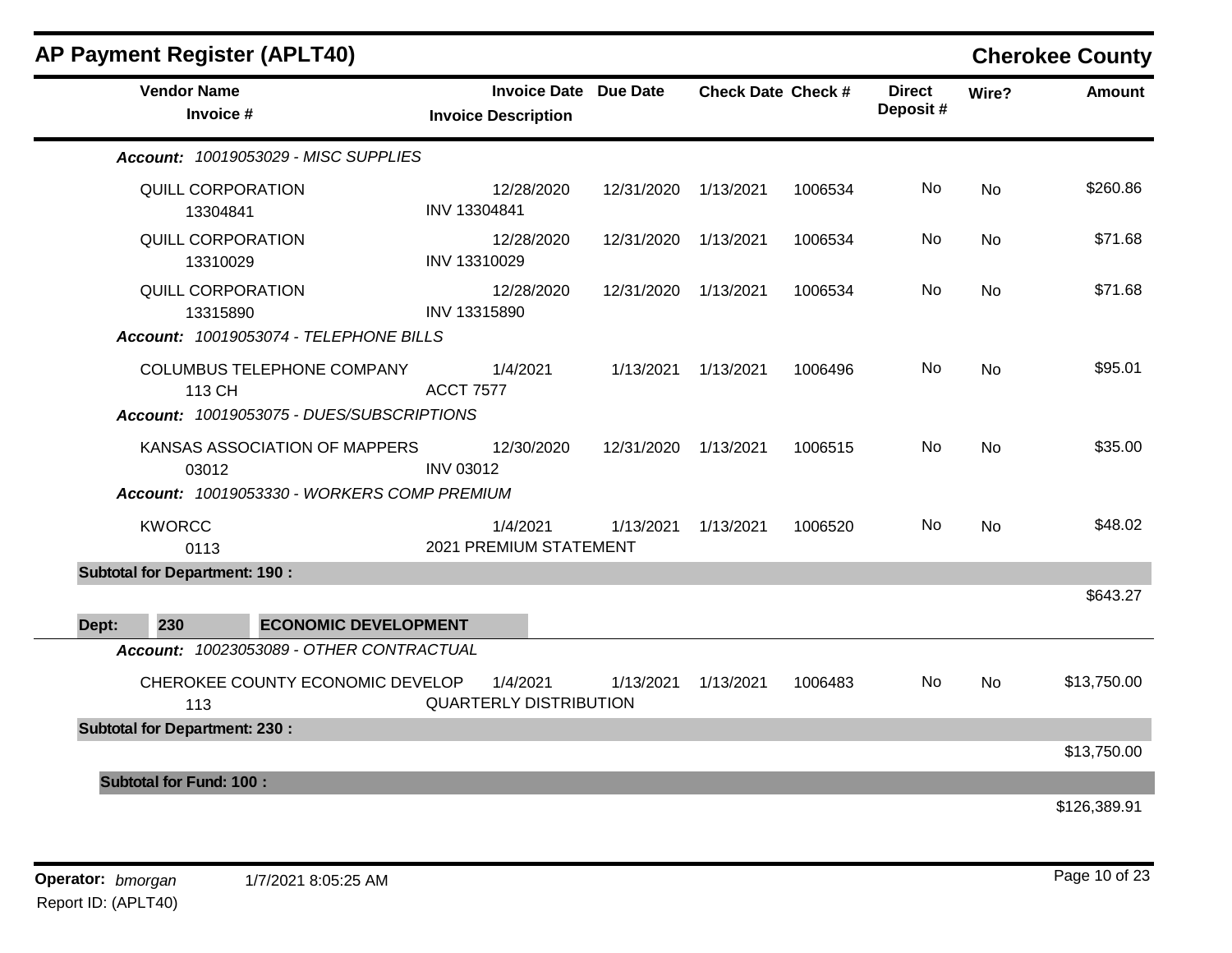## AP Payment Register (APLT40)

**Cherokee County**

| Vendor Name / Invoice # | Invoice Date / Invoice Description | Due Date | Check Date | Check # | Direct Deposit # | Wire? | Amount |
|---|---|---|---|---|---|---|---|
| ***Account: 10019053029 - MISC SUPPLIES*** | | | | | | | |
| QUILL CORPORATION<br>13304841 | 12/28/2020<br>INV 13304841 | 12/31/2020 | 1/13/2021 | 1006534 | No | No | $260.86 |
| QUILL CORPORATION<br>13310029 | 12/28/2020<br>INV 13310029 | 12/31/2020 | 1/13/2021 | 1006534 | No | No | $71.68 |
| QUILL CORPORATION<br>13315890 | 12/28/2020<br>INV 13315890 | 12/31/2020 | 1/13/2021 | 1006534 | No | No | $71.68 |
| ***Account: 10019053074 - TELEPHONE BILLS*** | | | | | | | |
| COLUMBUS TELEPHONE COMPANY<br>113 CH | 1/4/2021<br>ACCT 7577 | 1/13/2021 | 1/13/2021 | 1006496 | No | No | $95.01 |
| ***Account: 10019053075 - DUES/SUBSCRIPTIONS*** | | | | | | | |
| KANSAS ASSOCIATION OF MAPPERS<br>03012 | 12/30/2020<br>INV 03012 | 12/31/2020 | 1/13/2021 | 1006515 | No | No | $35.00 |
| ***Account: 10019053330 - WORKERS COMP PREMIUM*** | | | | | | | |
| KWORCC<br>0113 | 1/4/2021<br>2021 PREMIUM STATEMENT | 1/13/2021 | 1/13/2021 | 1006520 | No | No | $48.02 |
| **Subtotal for Department: 190 :** | | | | | | | $643.27 |
| **Dept: 230 ECONOMIC DEVELOPMENT** | | | | | | | |
| ***Account: 10023053089 - OTHER CONTRACTUAL*** | | | | | | | |
| CHEROKEE COUNTY ECONOMIC DEVELOP<br>113 | 1/4/2021<br>QUARTERLY DISTRIBUTION | 1/13/2021 | 1/13/2021 | 1006483 | No | No | $13,750.00 |
| **Subtotal for Department: 230 :** | | | | | | | $13,750.00 |
| **Subtotal for Fund: 100 :** | | | | | | | $126,389.91 |

**Operator:** *bmorgan* 1/7/2021 8:05:25 AM

Report ID: (APLT40)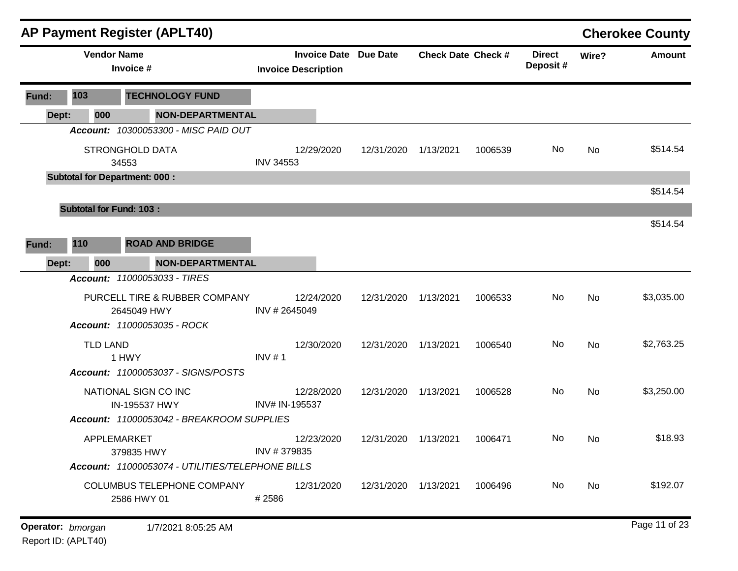# AP Payment Register (APLT40)

**Cherokee County**

| Vendor Name / Invoice # | Invoice Date / Invoice Description | Due Date | Check Date | Check # | Direct Deposit # | Wire? | Amount |
|---|---|---|---|---|---|---|---|
| **Fund: 103 TECHNOLOGY FUND** | | | | | | | |
| **Dept: 000 NON-DEPARTMENTAL** | | | | | | | |
| ***Account: 10300053300 - MISC PAID OUT*** | | | | | | | |
| STRONGHOLD DATA<br>34553 | 12/29/2020<br>INV 34553 | 12/31/2020 | 1/13/2021 | 1006539 | No | No | $514.54 |
| **Subtotal for Department: 000 :** | | | | | | | $514.54 |
| **Subtotal for Fund: 103 :** | | | | | | | $514.54 |
| **Fund: 110 ROAD AND BRIDGE** | | | | | | | |
| **Dept: 000 NON-DEPARTMENTAL** | | | | | | | |
| ***Account: 11000053033 - TIRES*** | | | | | | | |
| PURCELL TIRE & RUBBER COMPANY<br>2645049 HWY | 12/24/2020<br>INV # 2645049 | 12/31/2020 | 1/13/2021 | 1006533 | No | No | $3,035.00 |
| ***Account: 11000053035 - ROCK*** | | | | | | | |
| TLD LAND<br>1 HWY | 12/30/2020<br>INV # 1 | 12/31/2020 | 1/13/2021 | 1006540 | No | No | $2,763.25 |
| ***Account: 11000053037 - SIGNS/POSTS*** | | | | | | | |
| NATIONAL SIGN CO INC<br>IN-195537 HWY | 12/28/2020<br>INV# IN-195537 | 12/31/2020 | 1/13/2021 | 1006528 | No | No | $3,250.00 |
| ***Account: 11000053042 - BREAKROOM SUPPLIES*** | | | | | | | |
| APPLEMARKET<br>379835 HWY | 12/23/2020<br>INV # 379835 | 12/31/2020 | 1/13/2021 | 1006471 | No | No | $18.93 |
| ***Account: 11000053074 - UTILITIES/TELEPHONE BILLS*** | | | | | | | |
| COLUMBUS TELEPHONE COMPANY<br>2586 HWY 01 | 12/31/2020<br># 2586 | 12/31/2020 | 1/13/2021 | 1006496 | No | No | $192.07 |

Operator: *bmorgan* 1/7/2021 8:05:25 AM

Report ID: (APLT40)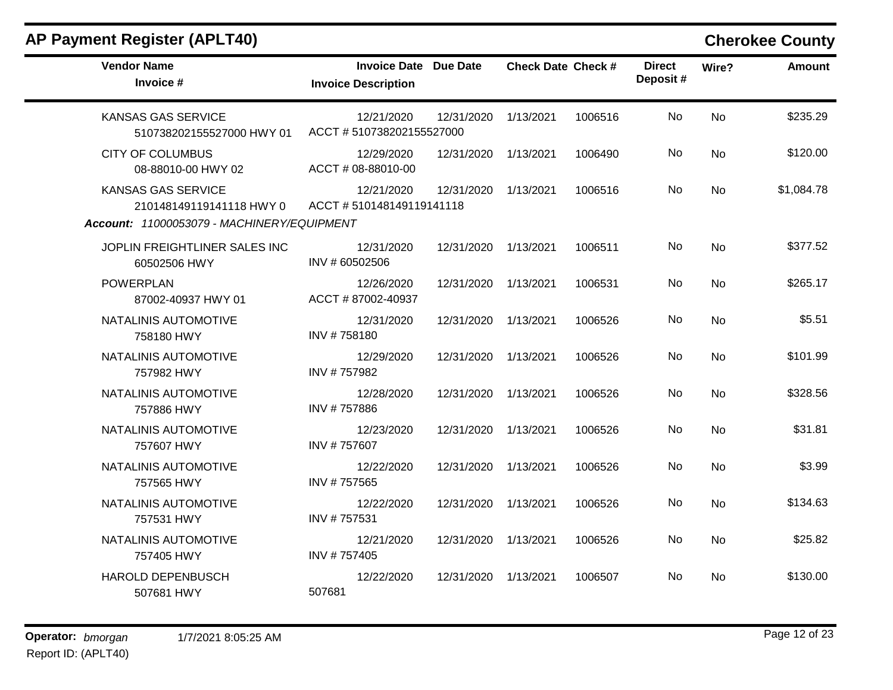# AP Payment Register (APLT40)

**Cherokee County**

| Vendor Name / Invoice # | Invoice Date / Invoice Description | Due Date | Check Date | Check # | Direct Deposit # | Wire? | Amount |
|---|---|---|---|---|---|---|---|
| KANSAS GAS SERVICE<br>510738202155527000 HWY 01 | 12/21/2020<br>ACCT # 510738202155527000 | 12/31/2020 | 1/13/2021 | 1006516 | No | No | $235.29 |
| CITY OF COLUMBUS<br>08-88010-00 HWY 02 | 12/29/2020<br>ACCT # 08-88010-00 | 12/31/2020 | 1/13/2021 | 1006490 | No | No | $120.00 |
| KANSAS GAS SERVICE<br>210148149119141118 HWY 0 | 12/21/2020<br>ACCT # 510148149119141118 | 12/31/2020 | 1/13/2021 | 1006516 | No | No | $1,084.78 |
| ***Account:* 11000053079 - MACHINERY/EQUIPMENT** | | | | | | | |
| JOPLIN FREIGHTLINER SALES INC<br>60502506 HWY | 12/31/2020<br>INV # 60502506 | 12/31/2020 | 1/13/2021 | 1006511 | No | No | $377.52 |
| POWERPLAN<br>87002-40937 HWY 01 | 12/26/2020<br>ACCT # 87002-40937 | 12/31/2020 | 1/13/2021 | 1006531 | No | No | $265.17 |
| NATALINIS AUTOMOTIVE<br>758180 HWY | 12/31/2020<br>INV # 758180 | 12/31/2020 | 1/13/2021 | 1006526 | No | No | $5.51 |
| NATALINIS AUTOMOTIVE<br>757982 HWY | 12/29/2020<br>INV # 757982 | 12/31/2020 | 1/13/2021 | 1006526 | No | No | $101.99 |
| NATALINIS AUTOMOTIVE<br>757886 HWY | 12/28/2020<br>INV # 757886 | 12/31/2020 | 1/13/2021 | 1006526 | No | No | $328.56 |
| NATALINIS AUTOMOTIVE<br>757607 HWY | 12/23/2020<br>INV # 757607 | 12/31/2020 | 1/13/2021 | 1006526 | No | No | $31.81 |
| NATALINIS AUTOMOTIVE<br>757565 HWY | 12/22/2020<br>INV # 757565 | 12/31/2020 | 1/13/2021 | 1006526 | No | No | $3.99 |
| NATALINIS AUTOMOTIVE<br>757531 HWY | 12/22/2020<br>INV # 757531 | 12/31/2020 | 1/13/2021 | 1006526 | No | No | $134.63 |
| NATALINIS AUTOMOTIVE<br>757405 HWY | 12/21/2020<br>INV # 757405 | 12/31/2020 | 1/13/2021 | 1006526 | No | No | $25.82 |
| HAROLD DEPENBUSCH<br>507681 HWY | 12/22/2020<br>507681 | 12/31/2020 | 1/13/2021 | 1006507 | No | No | $130.00 |

**Operator:** *bmorgan* 1/7/2021 8:05:25 AM
Report ID: (APLT40)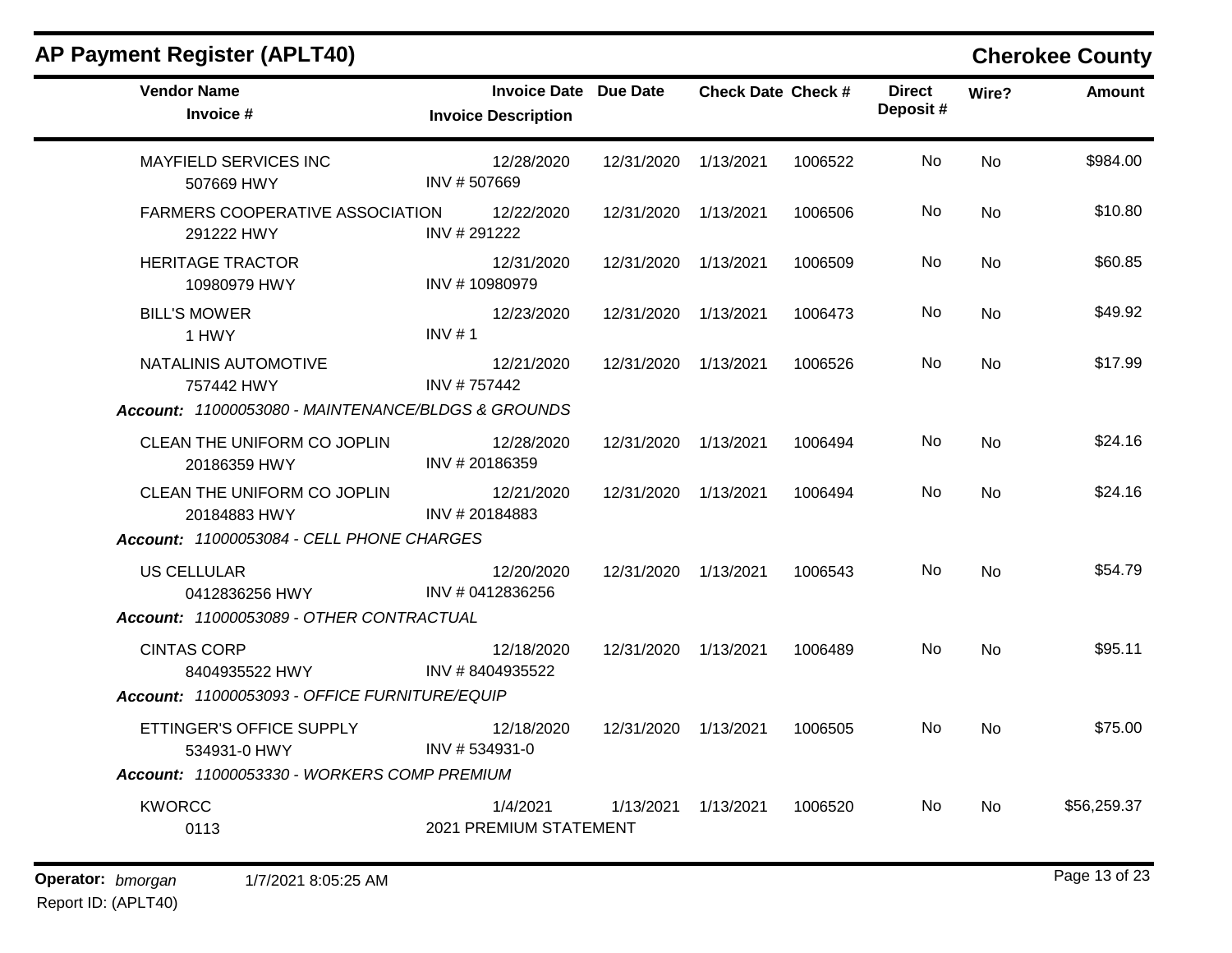## AP Payment Register (APLT40)

**Cherokee County**

| Vendor Name / Invoice # | Invoice Date / Invoice Description | Due Date | Check Date | Check # | Direct Deposit # | Wire? | Amount |
|---|---|---|---|---|---|---|---|
| MAYFIELD SERVICES INC<br>507669 HWY | 12/28/2020<br>INV # 507669 | 12/31/2020 | 1/13/2021 | 1006522 | No | No | $984.00 |
| FARMERS COOPERATIVE ASSOCIATION<br>291222 HWY | 12/22/2020<br>INV # 291222 | 12/31/2020 | 1/13/2021 | 1006506 | No | No | $10.80 |
| HERITAGE TRACTOR<br>10980979 HWY | 12/31/2020<br>INV # 10980979 | 12/31/2020 | 1/13/2021 | 1006509 | No | No | $60.85 |
| BILL'S MOWER<br>1 HWY | 12/23/2020<br>INV # 1 | 12/31/2020 | 1/13/2021 | 1006473 | No | No | $49.92 |
| NATALINIS AUTOMOTIVE<br>757442 HWY | 12/21/2020<br>INV # 757442 | 12/31/2020 | 1/13/2021 | 1006526 | No | No | $17.99 |
| ***Account:* 11000053080 - MAINTENANCE/BLDGS & GROUNDS** | | | | | | | |
| CLEAN THE UNIFORM CO JOPLIN<br>20186359 HWY | 12/28/2020<br>INV # 20186359 | 12/31/2020 | 1/13/2021 | 1006494 | No | No | $24.16 |
| CLEAN THE UNIFORM CO JOPLIN<br>20184883 HWY | 12/21/2020<br>INV # 20184883 | 12/31/2020 | 1/13/2021 | 1006494 | No | No | $24.16 |
| ***Account:* 11000053084 - CELL PHONE CHARGES** | | | | | | | |
| US CELLULAR<br>0412836256 HWY | 12/20/2020<br>INV # 0412836256 | 12/31/2020 | 1/13/2021 | 1006543 | No | No | $54.79 |
| ***Account:* 11000053089 - OTHER CONTRACTUAL** | | | | | | | |
| CINTAS CORP<br>8404935522 HWY | 12/18/2020<br>INV # 8404935522 | 12/31/2020 | 1/13/2021 | 1006489 | No | No | $95.11 |
| ***Account:* 11000053093 - OFFICE FURNITURE/EQUIP** | | | | | | | |
| ETTINGER'S OFFICE SUPPLY<br>534931-0 HWY | 12/18/2020<br>INV # 534931-0 | 12/31/2020 | 1/13/2021 | 1006505 | No | No | $75.00 |
| ***Account:* 11000053330 - WORKERS COMP PREMIUM** | | | | | | | |
| KWORCC<br>0113 | 1/4/2021<br>2021 PREMIUM STATEMENT | 1/13/2021 | 1/13/2021 | 1006520 | No | No | $56,259.37 |

**Operator:** *bmorgan* 1/7/2021 8:05:25 AM
Report ID: (APLT40)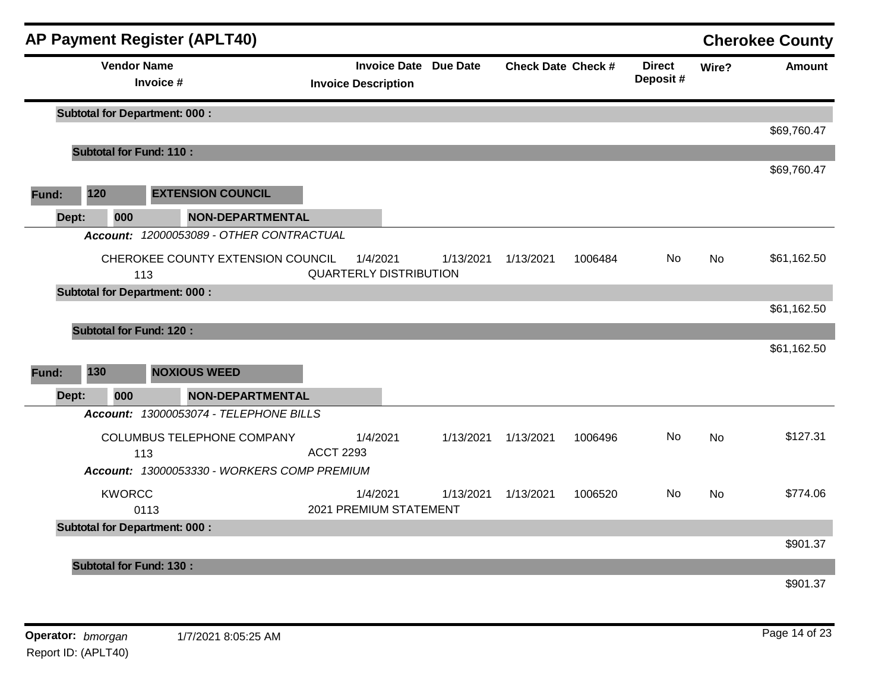# AP Payment Register (APLT40)

**Cherokee County**

| Vendor Name / Invoice # | Invoice Date / Invoice Description | Due Date | Check Date | Check # | Direct Deposit # | Wire? | Amount |
|---|---|---|---|---|---|---|---|
| **Subtotal for Department: 000 :** | | | | | | | $69,760.47 |
| **Subtotal for Fund: 110 :** | | | | | | | $69,760.47 |

**Fund: 120 EXTENSION COUNCIL**

**Dept: 000 NON-DEPARTMENTAL**

***Account:*** *12000053089 - OTHER CONTRACTUAL*

| Vendor Name / Invoice # | Invoice Date / Invoice Description | Due Date | Check Date | Check # | Direct Deposit # | Wire? | Amount |
|---|---|---|---|---|---|---|---|
| CHEROKEE COUNTY EXTENSION COUNCIL / 113 | 1/4/2021 / QUARTERLY DISTRIBUTION | 1/13/2021 | 1/13/2021 | 1006484 | No | No | $61,162.50 |
| **Subtotal for Department: 000 :** | | | | | | | $61,162.50 |
| **Subtotal for Fund: 120 :** | | | | | | | $61,162.50 |

**Fund: 130 NOXIOUS WEED**

**Dept: 000 NON-DEPARTMENTAL**

| Vendor Name / Invoice # | Invoice Date / Invoice Description | Due Date | Check Date | Check # | Direct Deposit # | Wire? | Amount |
|---|---|---|---|---|---|---|---|
| ***Account:*** *13000053074 - TELEPHONE BILLS* | | | | | | | |
| COLUMBUS TELEPHONE COMPANY / 113 | 1/4/2021 / ACCT 2293 | 1/13/2021 | 1/13/2021 | 1006496 | No | No | $127.31 |
| ***Account:*** *13000053330 - WORKERS COMP PREMIUM* | | | | | | | |
| KWORCC / 0113 | 1/4/2021 / 2021 PREMIUM STATEMENT | 1/13/2021 | 1/13/2021 | 1006520 | No | No | $774.06 |
| **Subtotal for Department: 000 :** | | | | | | | $901.37 |
| **Subtotal for Fund: 130 :** | | | | | | | $901.37 |

**Operator:** *bmorgan* 1/7/2021 8:05:25 AM

Report ID: (APLT40)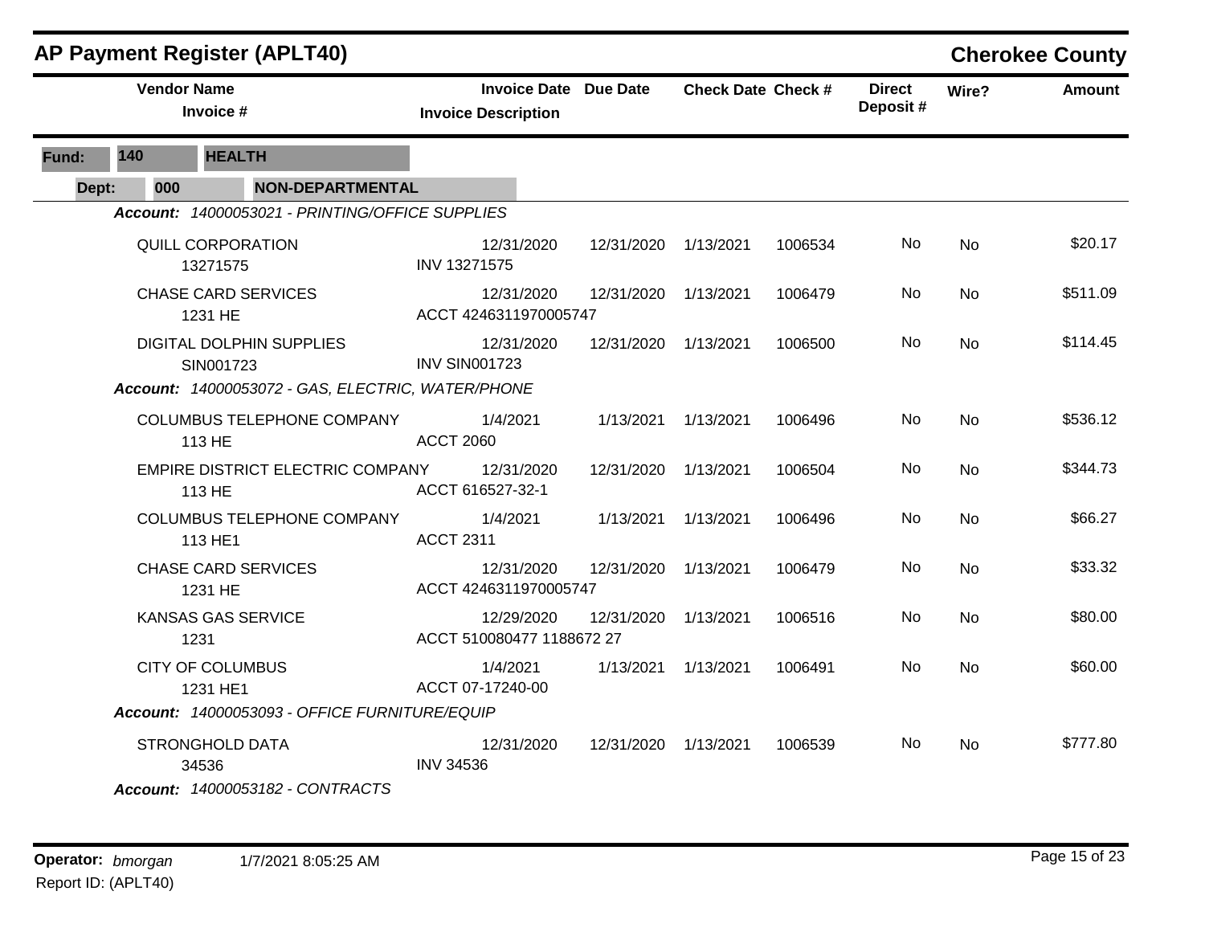## AP Payment Register (APLT40)

**Cherokee County**

**Fund:** 140 **HEALTH**

**Dept:** 000 **NON-DEPARTMENTAL**

*Account: 14000053021 - PRINTING/OFFICE SUPPLIES*

| Vendor Name / Invoice # | Invoice Date / Invoice Description | Due Date | Check Date | Check # | Direct Deposit # | Wire? | Amount |
|---|---|---|---|---|---|---|---|
| QUILL CORPORATION<br>13271575 | 12/31/2020<br>INV 13271575 | 12/31/2020 | 1/13/2021 | 1006534 | No | No | $20.17 |
| CHASE CARD SERVICES<br>1231 HE | 12/31/2020<br>ACCT 4246311970005747 | 12/31/2020 | 1/13/2021 | 1006479 | No | No | $511.09 |
| DIGITAL DOLPHIN SUPPLIES<br>SIN001723 | 12/31/2020<br>INV SIN001723 | 12/31/2020 | 1/13/2021 | 1006500 | No | No | $114.45 |

*Account: 14000053072 - GAS, ELECTRIC, WATER/PHONE*

| Vendor Name / Invoice # | Invoice Date / Invoice Description | Due Date | Check Date | Check # | Direct Deposit # | Wire? | Amount |
|---|---|---|---|---|---|---|---|
| COLUMBUS TELEPHONE COMPANY<br>113 HE | 1/4/2021<br>ACCT 2060 | 1/13/2021 | 1/13/2021 | 1006496 | No | No | $536.12 |
| EMPIRE DISTRICT ELECTRIC COMPANY<br>113 HE | 12/31/2020<br>ACCT 616527-32-1 | 12/31/2020 | 1/13/2021 | 1006504 | No | No | $344.73 |
| COLUMBUS TELEPHONE COMPANY<br>113 HE1 | 1/4/2021<br>ACCT 2311 | 1/13/2021 | 1/13/2021 | 1006496 | No | No | $66.27 |
| CHASE CARD SERVICES<br>1231 HE | 12/31/2020<br>ACCT 4246311970005747 | 12/31/2020 | 1/13/2021 | 1006479 | No | No | $33.32 |
| KANSAS GAS SERVICE<br>1231 | 12/29/2020<br>ACCT 510080477 1188672 27 | 12/31/2020 | 1/13/2021 | 1006516 | No | No | $80.00 |
| CITY OF COLUMBUS<br>1231 HE1 | 1/4/2021<br>ACCT 07-17240-00 | 1/13/2021 | 1/13/2021 | 1006491 | No | No | $60.00 |

*Account: 14000053093 - OFFICE FURNITURE/EQUIP*

| Vendor Name / Invoice # | Invoice Date / Invoice Description | Due Date | Check Date | Check # | Direct Deposit # | Wire? | Amount |
|---|---|---|---|---|---|---|---|
| STRONGHOLD DATA<br>34536 | 12/31/2020<br>INV 34536 | 12/31/2020 | 1/13/2021 | 1006539 | No | No | $777.80 |

*Account: 14000053182 - CONTRACTS*

**Operator:** *bmorgan* 1/7/2021 8:05:25 AM

Report ID: (APLT40)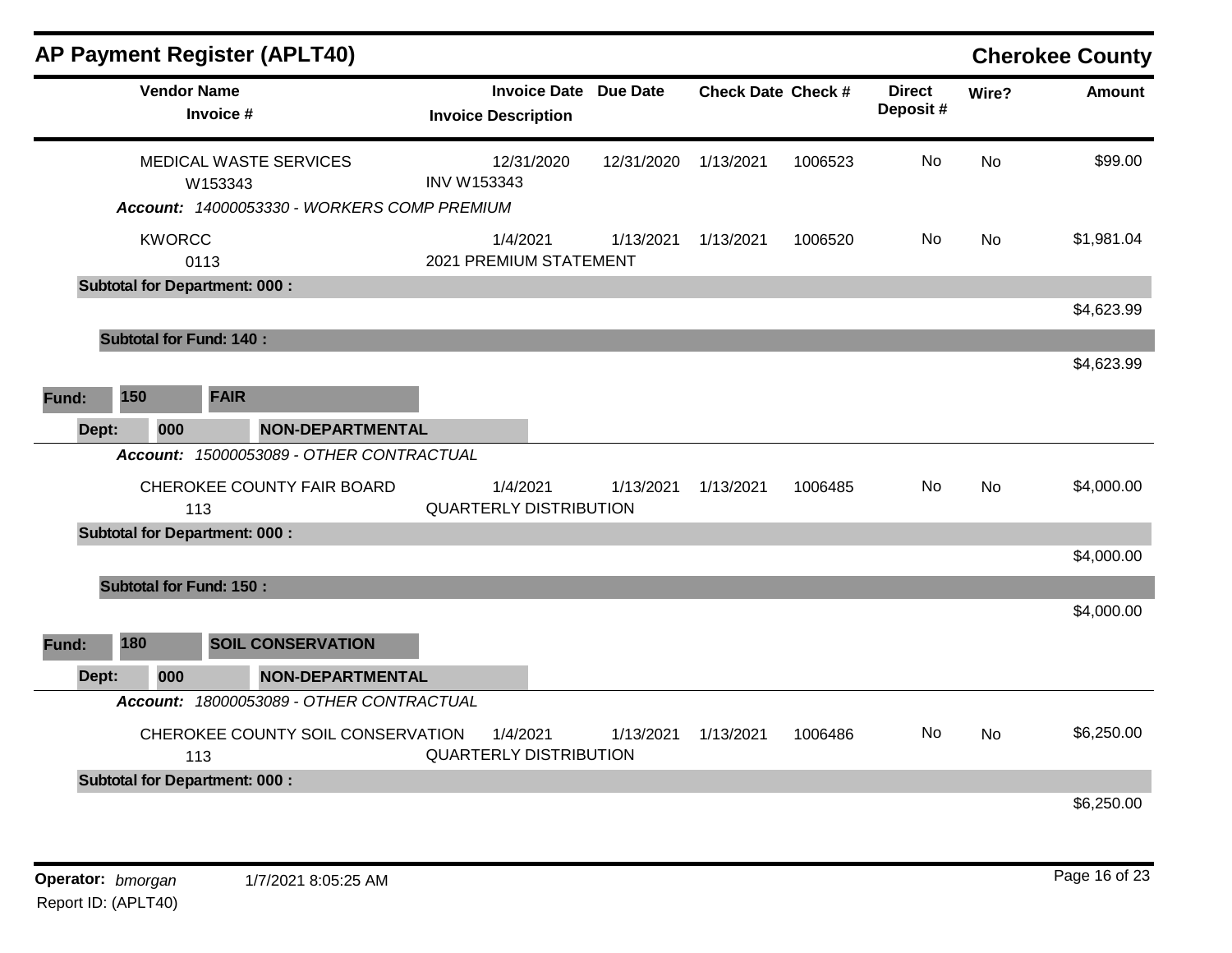## AP Payment Register (APLT40)

**Cherokee County**

| Vendor Name / Invoice # | Invoice Date / Invoice Description | Due Date | Check Date | Check # | Direct Deposit # | Wire? | Amount |
|---|---|---|---|---|---|---|---|
| MEDICAL WASTE SERVICES<br>W153343 | 12/31/2020<br>INV W153343 | 12/31/2020 | 1/13/2021 | 1006523 | No | No | $99.00 |

*Account: 14000053330 - WORKERS COMP PREMIUM*

| Vendor Name / Invoice # | Invoice Date / Invoice Description | Due Date | Check Date | Check # | Direct Deposit # | Wire? | Amount |
|---|---|---|---|---|---|---|---|
| KWORCC<br>0113 | 1/4/2021<br>2021 PREMIUM STATEMENT | 1/13/2021 | 1/13/2021 | 1006520 | No | No | $1,981.04 |

**Subtotal for Department: 000 :** $4,623.99

**Subtotal for Fund: 140 :** $4,623.99

**Fund: 150 FAIR**

**Dept: 000 NON-DEPARTMENTAL**

*Account: 15000053089 - OTHER CONTRACTUAL*

| Vendor Name / Invoice # | Invoice Date / Invoice Description | Due Date | Check Date | Check # | Direct Deposit # | Wire? | Amount |
|---|---|---|---|---|---|---|---|
| CHEROKEE COUNTY FAIR BOARD<br>113 | 1/4/2021<br>QUARTERLY DISTRIBUTION | 1/13/2021 | 1/13/2021 | 1006485 | No | No | $4,000.00 |

**Subtotal for Department: 000 :** $4,000.00

**Subtotal for Fund: 150 :** $4,000.00

**Fund: 180 SOIL CONSERVATION**

**Dept: 000 NON-DEPARTMENTAL**

*Account: 18000053089 - OTHER CONTRACTUAL*

| Vendor Name / Invoice # | Invoice Date / Invoice Description | Due Date | Check Date | Check # | Direct Deposit # | Wire? | Amount |
|---|---|---|---|---|---|---|---|
| CHEROKEE COUNTY SOIL CONSERVATION<br>113 | 1/4/2021<br>QUARTERLY DISTRIBUTION | 1/13/2021 | 1/13/2021 | 1006486 | No | No | $6,250.00 |

**Subtotal for Department: 000 :** $6,250.00

**Operator:** *bmorgan* 1/7/2021 8:05:25 AM

Report ID: (APLT40)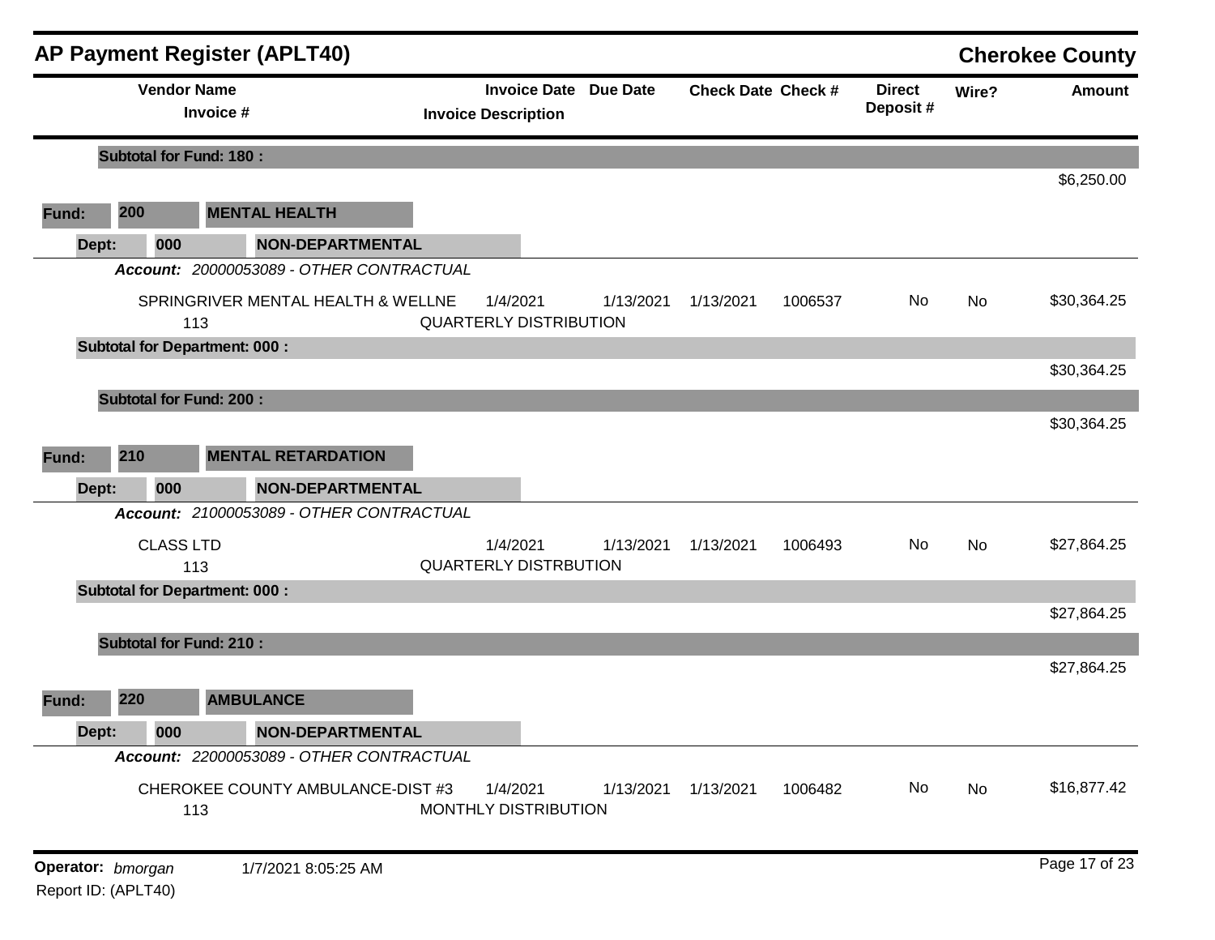## AP Payment Register (APLT40)

**Cherokee County**

| Vendor Name / Invoice # | Invoice Date / Invoice Description | Due Date | Check Date | Check # | Direct Deposit # | Wire? | Amount |
|---|---|---|---|---|---|---|---|
| **Subtotal for Fund: 180 :** | | | | | | | $6,250.00 |
| **Fund: 200 MENTAL HEALTH** | | | | | | | |
| **Dept: 000 NON-DEPARTMENTAL** | | | | | | | |
| ***Account:*** *20000053089 - OTHER CONTRACTUAL* | | | | | | | |
| SPRINGRIVER MENTAL HEALTH & WELLNE<br>113 | 1/4/2021<br>QUARTERLY DISTRIBUTION | 1/13/2021 | 1/13/2021 | 1006537 | No | No | $30,364.25 |
| **Subtotal for Department: 000 :** | | | | | | | $30,364.25 |
| **Subtotal for Fund: 200 :** | | | | | | | $30,364.25 |
| **Fund: 210 MENTAL RETARDATION** | | | | | | | |
| **Dept: 000 NON-DEPARTMENTAL** | | | | | | | |
| ***Account:*** *21000053089 - OTHER CONTRACTUAL* | | | | | | | |
| CLASS LTD<br>113 | 1/4/2021<br>QUARTERLY DISTRBUTION | 1/13/2021 | 1/13/2021 | 1006493 | No | No | $27,864.25 |
| **Subtotal for Department: 000 :** | | | | | | | $27,864.25 |
| **Subtotal for Fund: 210 :** | | | | | | | $27,864.25 |
| **Fund: 220 AMBULANCE** | | | | | | | |
| **Dept: 000 NON-DEPARTMENTAL** | | | | | | | |
| ***Account:*** *22000053089 - OTHER CONTRACTUAL* | | | | | | | |
| CHEROKEE COUNTY AMBULANCE-DIST #3<br>113 | 1/4/2021<br>MONTHLY DISTRIBUTION | 1/13/2021 | 1/13/2021 | 1006482 | No | No | $16,877.42 |

**Operator:** *bmorgan* 1/7/2021 8:05:25 AM
Report ID: (APLT40)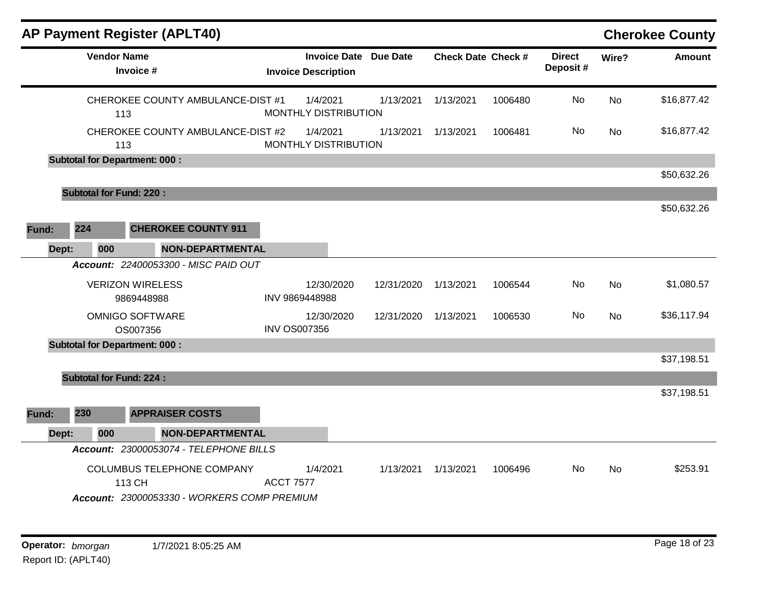# AP Payment Register (APLT40)

**Cherokee County**

| Vendor Name / Invoice # | Invoice Date / Invoice Description | Due Date | Check Date | Check # | Direct Deposit # | Wire? | Amount |
|---|---|---|---|---|---|---|---|
| CHEROKEE COUNTY AMBULANCE-DIST #1<br>113 | 1/4/2021<br>MONTHLY DISTRIBUTION | 1/13/2021 | 1/13/2021 | 1006480 | No | No | $16,877.42 |
| CHEROKEE COUNTY AMBULANCE-DIST #2<br>113 | 1/4/2021<br>MONTHLY DISTRIBUTION | 1/13/2021 | 1/13/2021 | 1006481 | No | No | $16,877.42 |
| **Subtotal for Department: 000 :** | | | | | | | $50,632.26 |
| **Subtotal for Fund: 220 :** | | | | | | | $50,632.26 |

**Fund: 224 CHEROKEE COUNTY 911**

**Dept: 000 NON-DEPARTMENTAL**

*Account: 22400053300 - MISC PAID OUT*

| Vendor Name / Invoice # | Invoice Date / Invoice Description | Due Date | Check Date | Check # | Direct Deposit # | Wire? | Amount |
|---|---|---|---|---|---|---|---|
| VERIZON WIRELESS<br>9869448988 | 12/30/2020<br>INV 9869448988 | 12/31/2020 | 1/13/2021 | 1006544 | No | No | $1,080.57 |
| OMNIGO SOFTWARE<br>OS007356 | 12/30/2020<br>INV OS007356 | 12/31/2020 | 1/13/2021 | 1006530 | No | No | $36,117.94 |
| **Subtotal for Department: 000 :** | | | | | | | $37,198.51 |
| **Subtotal for Fund: 224 :** | | | | | | | $37,198.51 |

**Fund: 230 APPRAISER COSTS**

**Dept: 000 NON-DEPARTMENTAL**

*Account: 23000053074 - TELEPHONE BILLS*

| Vendor Name / Invoice # | Invoice Date / Invoice Description | Due Date | Check Date | Check # | Direct Deposit # | Wire? | Amount |
|---|---|---|---|---|---|---|---|
| COLUMBUS TELEPHONE COMPANY<br>113 CH | 1/4/2021<br>ACCT 7577 | 1/13/2021 | 1/13/2021 | 1006496 | No | No | $253.91 |

*Account: 23000053330 - WORKERS COMP PREMIUM*

Operator: *bmorgan* 1/7/2021 8:05:25 AM
Report ID: (APLT40)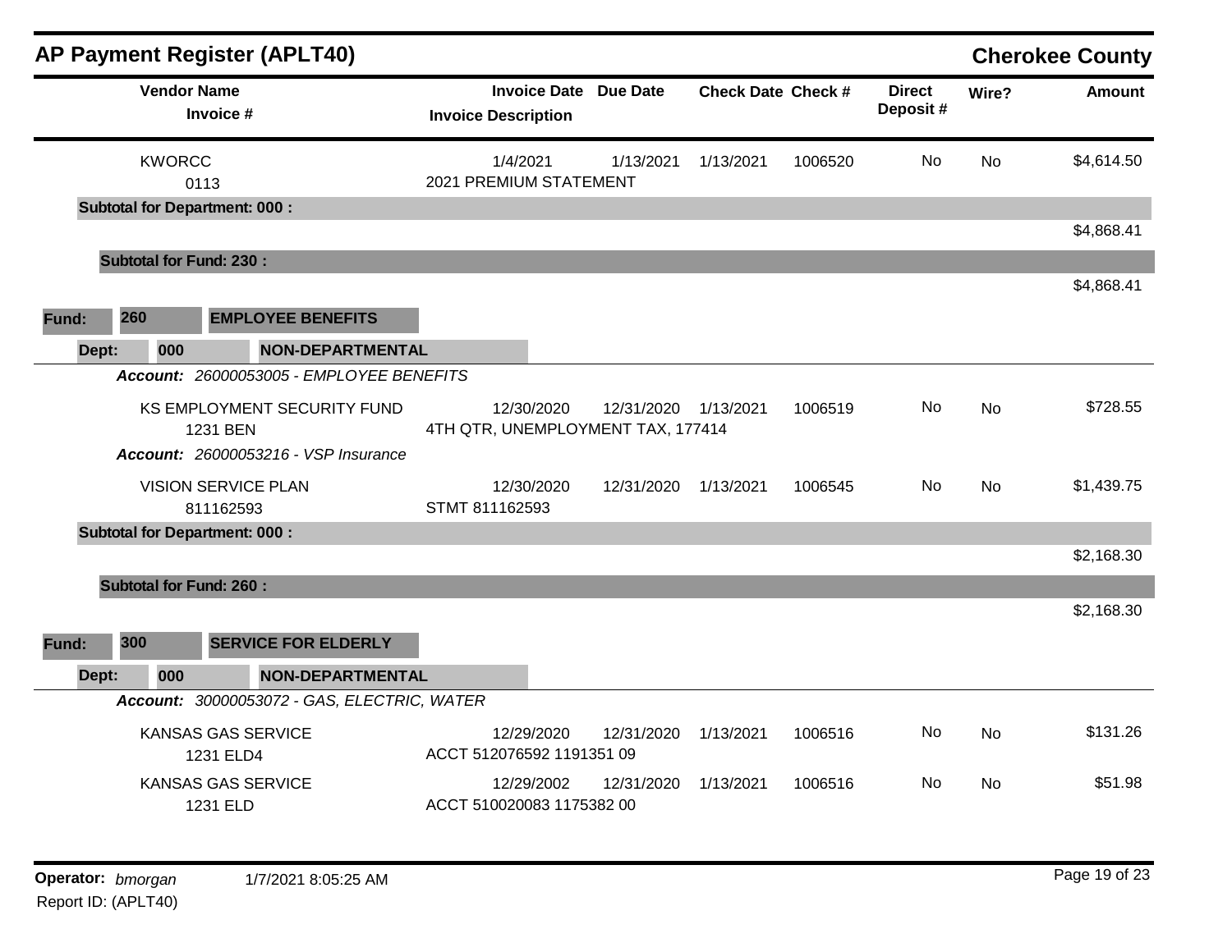## AP Payment Register (APLT40) — Cherokee County

| Vendor Name / Invoice # | Invoice Date / Invoice Description | Due Date | Check Date | Check # | Direct Deposit # | Wire? | Amount |
|---|---|---|---|---|---|---|---|
| KWORCC<br>0113 | 1/4/2021<br>2021 PREMIUM STATEMENT | 1/13/2021 | 1/13/2021 | 1006520 | No | No | $4,614.50 |
| **Subtotal for Department: 000 :** | | | | | | | $4,868.41 |
| **Subtotal for Fund: 230 :** | | | | | | | $4,868.41 |

**Fund:** 260 **EMPLOYEE BENEFITS**

**Dept:** 000 **NON-DEPARTMENTAL**

*Account: 26000053005 - EMPLOYEE BENEFITS*

| Vendor Name / Invoice # | Invoice Date / Invoice Description | Due Date | Check Date | Check # | Direct Deposit # | Wire? | Amount |
|---|---|---|---|---|---|---|---|
| KS EMPLOYMENT SECURITY FUND<br>1231 BEN | 12/30/2020<br>4TH QTR, UNEMPLOYMENT TAX, 177414 | 12/31/2020 | 1/13/2021 | 1006519 | No | No | $728.55 |

*Account: 26000053216 - VSP Insurance*

| Vendor Name / Invoice # | Invoice Date / Invoice Description | Due Date | Check Date | Check # | Direct Deposit # | Wire? | Amount |
|---|---|---|---|---|---|---|---|
| VISION SERVICE PLAN<br>811162593 | 12/30/2020<br>STMT 811162593 | 12/31/2020 | 1/13/2021 | 1006545 | No | No | $1,439.75 |
| **Subtotal for Department: 000 :** | | | | | | | $2,168.30 |
| **Subtotal for Fund: 260 :** | | | | | | | $2,168.30 |

**Fund:** 300 **SERVICE FOR ELDERLY**

**Dept:** 000 **NON-DEPARTMENTAL**

*Account: 30000053072 - GAS, ELECTRIC, WATER*

| Vendor Name / Invoice # | Invoice Date / Invoice Description | Due Date | Check Date | Check # | Direct Deposit # | Wire? | Amount |
|---|---|---|---|---|---|---|---|
| KANSAS GAS SERVICE<br>1231 ELD4 | 12/29/2020<br>ACCT 512076592 1191351 09 | 12/31/2020 | 1/13/2021 | 1006516 | No | No | $131.26 |
| KANSAS GAS SERVICE<br>1231 ELD | 12/29/2002<br>ACCT 510020083 1175382 00 | 12/31/2020 | 1/13/2021 | 1006516 | No | No | $51.98 |

**Operator:** *bmorgan* 1/7/2021 8:05:25 AM

Report ID: (APLT40)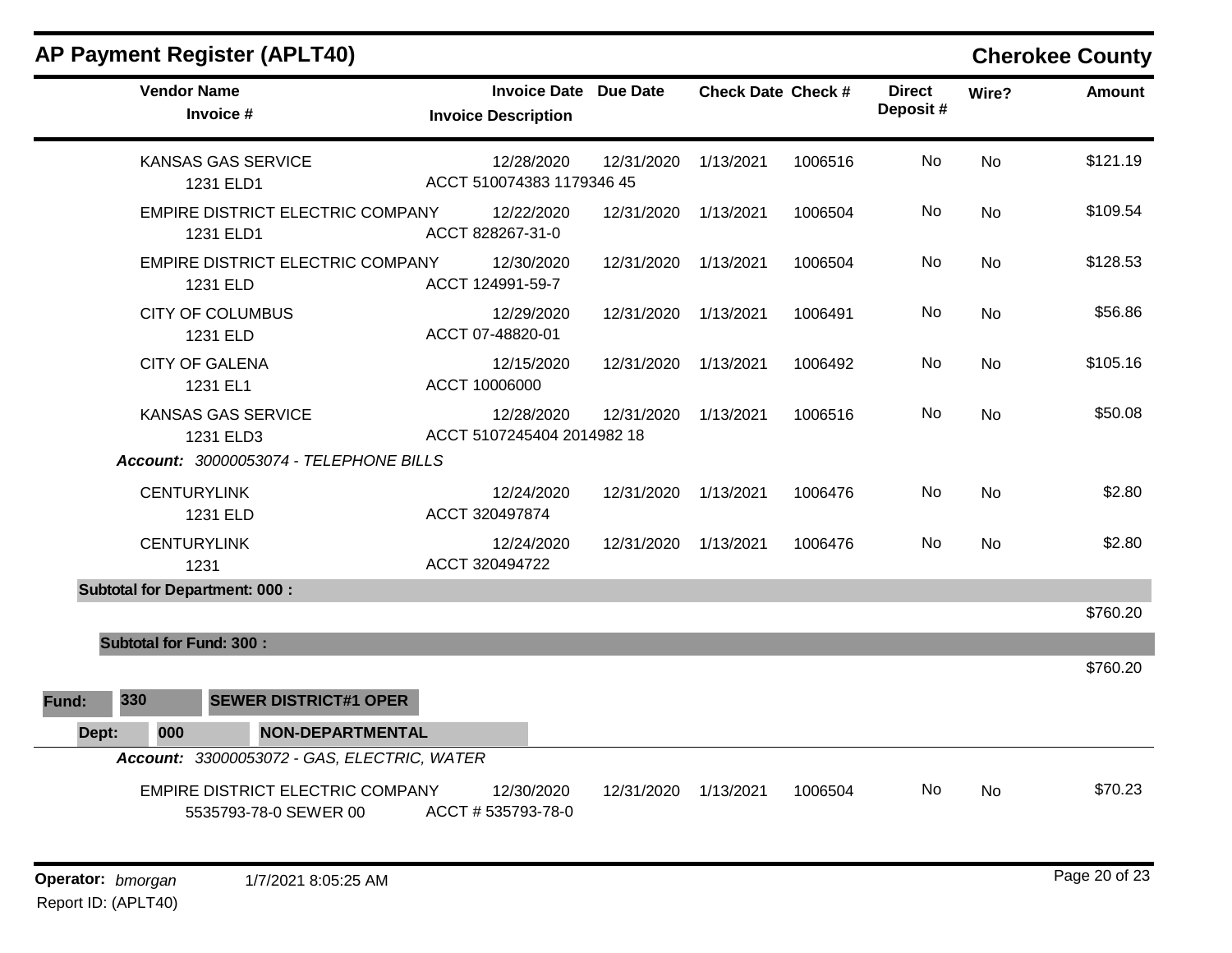## AP Payment Register (APLT40)

**Cherokee County**

| Vendor Name / Invoice # | Invoice Date / Invoice Description | Due Date | Check Date | Check # | Direct Deposit # | Wire? | Amount |
|---|---|---|---|---|---|---|---|
| KANSAS GAS SERVICE<br>1231 ELD1 | 12/28/2020<br>ACCT 510074383 1179346 45 | 12/31/2020 | 1/13/2021 | 1006516 | No | No | $121.19 |
| EMPIRE DISTRICT ELECTRIC COMPANY<br>1231 ELD1 | 12/22/2020<br>ACCT 828267-31-0 | 12/31/2020 | 1/13/2021 | 1006504 | No | No | $109.54 |
| EMPIRE DISTRICT ELECTRIC COMPANY<br>1231 ELD | 12/30/2020<br>ACCT 124991-59-7 | 12/31/2020 | 1/13/2021 | 1006504 | No | No | $128.53 |
| CITY OF COLUMBUS<br>1231 ELD | 12/29/2020<br>ACCT 07-48820-01 | 12/31/2020 | 1/13/2021 | 1006491 | No | No | $56.86 |
| CITY OF GALENA<br>1231 EL1 | 12/15/2020<br>ACCT 10006000 | 12/31/2020 | 1/13/2021 | 1006492 | No | No | $105.16 |
| KANSAS GAS SERVICE<br>1231 ELD3 | 12/28/2020<br>ACCT 5107245404 2014982 18 | 12/31/2020 | 1/13/2021 | 1006516 | No | No | $50.08 |

***Account:*** *30000053074 - TELEPHONE BILLS*

| Vendor Name / Invoice # | Invoice Date / Invoice Description | Due Date | Check Date | Check # | Direct Deposit # | Wire? | Amount |
|---|---|---|---|---|---|---|---|
| CENTURYLINK<br>1231 ELD | 12/24/2020<br>ACCT 320497874 | 12/31/2020 | 1/13/2021 | 1006476 | No | No | $2.80 |
| CENTURYLINK<br>1231 | 12/24/2020<br>ACCT 320494722 | 12/31/2020 | 1/13/2021 | 1006476 | No | No | $2.80 |

**Subtotal for Department: 000 :** $760.20

**Subtotal for Fund: 300 :** $760.20

**Fund: 330 SEWER DISTRICT#1 OPER**

**Dept: 000 NON-DEPARTMENTAL**

***Account:*** *33000053072 - GAS, ELECTRIC, WATER*

| Vendor Name / Invoice # | Invoice Date / Invoice Description | Due Date | Check Date | Check # | Direct Deposit # | Wire? | Amount |
|---|---|---|---|---|---|---|---|
| EMPIRE DISTRICT ELECTRIC COMPANY<br>5535793-78-0 SEWER 00 | 12/30/2020<br>ACCT # 535793-78-0 | 12/31/2020 | 1/13/2021 | 1006504 | No | No | $70.23 |

**Operator:** *bmorgan* 1/7/2021 8:05:25 AM

Report ID: (APLT40)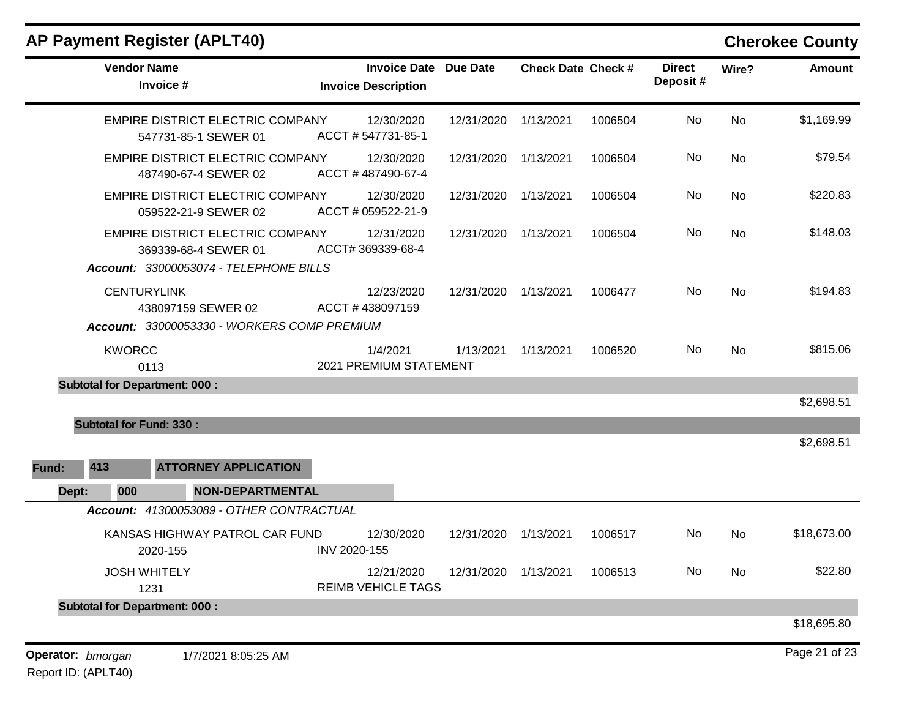## AP Payment Register (APLT40)

**Cherokee County**

| Vendor Name / Invoice # | Invoice Date / Invoice Description | Due Date | Check Date | Check # | Direct Deposit # | Wire? | Amount |
|---|---|---|---|---|---|---|---|
| EMPIRE DISTRICT ELECTRIC COMPANY<br>547731-85-1 SEWER 01 | 12/30/2020<br>ACCT # 547731-85-1 | 12/31/2020 | 1/13/2021 | 1006504 | No | No | $1,169.99 |
| EMPIRE DISTRICT ELECTRIC COMPANY<br>487490-67-4 SEWER 02 | 12/30/2020<br>ACCT # 487490-67-4 | 12/31/2020 | 1/13/2021 | 1006504 | No | No | $79.54 |
| EMPIRE DISTRICT ELECTRIC COMPANY<br>059522-21-9 SEWER 02 | 12/30/2020<br>ACCT # 059522-21-9 | 12/31/2020 | 1/13/2021 | 1006504 | No | No | $220.83 |
| EMPIRE DISTRICT ELECTRIC COMPANY<br>369339-68-4 SEWER 01 | 12/31/2020<br>ACCT# 369339-68-4 | 12/31/2020 | 1/13/2021 | 1006504 | No | No | $148.03 |
| ***Account:** 33000053074 - TELEPHONE BILLS* | | | | | | | |
| CENTURYLINK<br>438097159 SEWER 02 | 12/23/2020<br>ACCT # 438097159 | 12/31/2020 | 1/13/2021 | 1006477 | No | No | $194.83 |
| ***Account:** 33000053330 - WORKERS COMP PREMIUM* | | | | | | | |
| KWORCC<br>0113 | 1/4/2021<br>2021 PREMIUM STATEMENT | 1/13/2021 | 1/13/2021 | 1006520 | No | No | $815.06 |
| **Subtotal for Department: 000 :** | | | | | | | $2,698.51 |
| **Subtotal for Fund: 330 :** | | | | | | | $2,698.51 |

**Fund: 413 ATTORNEY APPLICATION**

**Dept: 000 NON-DEPARTMENTAL**

| Vendor Name / Invoice # | Invoice Date / Invoice Description | Due Date | Check Date | Check # | Direct Deposit # | Wire? | Amount |
|---|---|---|---|---|---|---|---|
| ***Account:** 41300053089 - OTHER CONTRACTUAL* | | | | | | | |
| KANSAS HIGHWAY PATROL CAR FUND<br>2020-155 | 12/30/2020<br>INV 2020-155 | 12/31/2020 | 1/13/2021 | 1006517 | No | No | $18,673.00 |
| JOSH WHITELY<br>1231 | 12/21/2020<br>REIMB VEHICLE TAGS | 12/31/2020 | 1/13/2021 | 1006513 | No | No | $22.80 |
| **Subtotal for Department: 000 :** | | | | | | | $18,695.80 |

**Operator:** *bmorgan* 1/7/2021 8:05:25 AM

Report ID: (APLT40)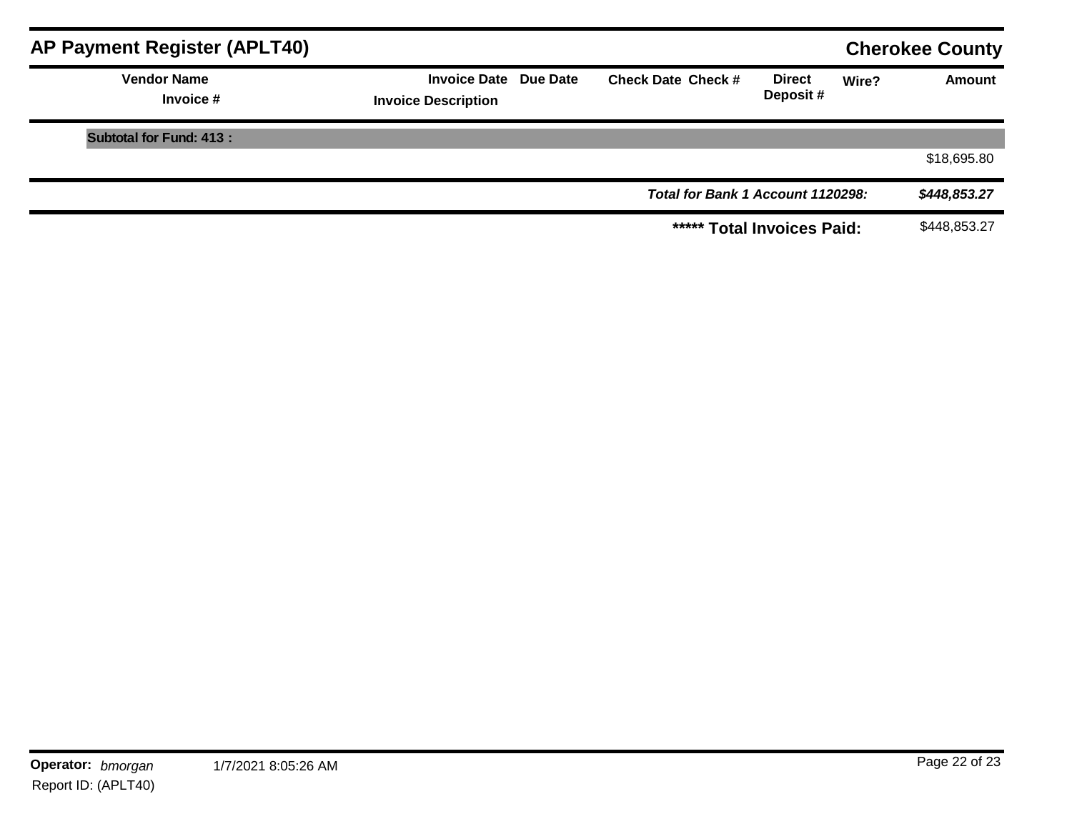## AP Payment Register (APLT40)

**Cherokee County**

| Vendor Name / Invoice # | Invoice Date / Invoice Description | Due Date | Check Date | Check # | Direct Deposit # | Wire? | Amount |
|---|---|---|---|---|---|---|---|
| **Subtotal for Fund: 413 :** | | | | | | | |
| | | | | | | | $18,695.80 |
| | | | ***Total for Bank 1 Account 1120298:*** | | | | ***$448,853.27*** |
| | | | **\*\*\*\*\* Total Invoices Paid:** | | | | $448,853.27 |

**Operator:** *bmorgan* 1/7/2021 8:05:26 AM

Report ID: (APLT40)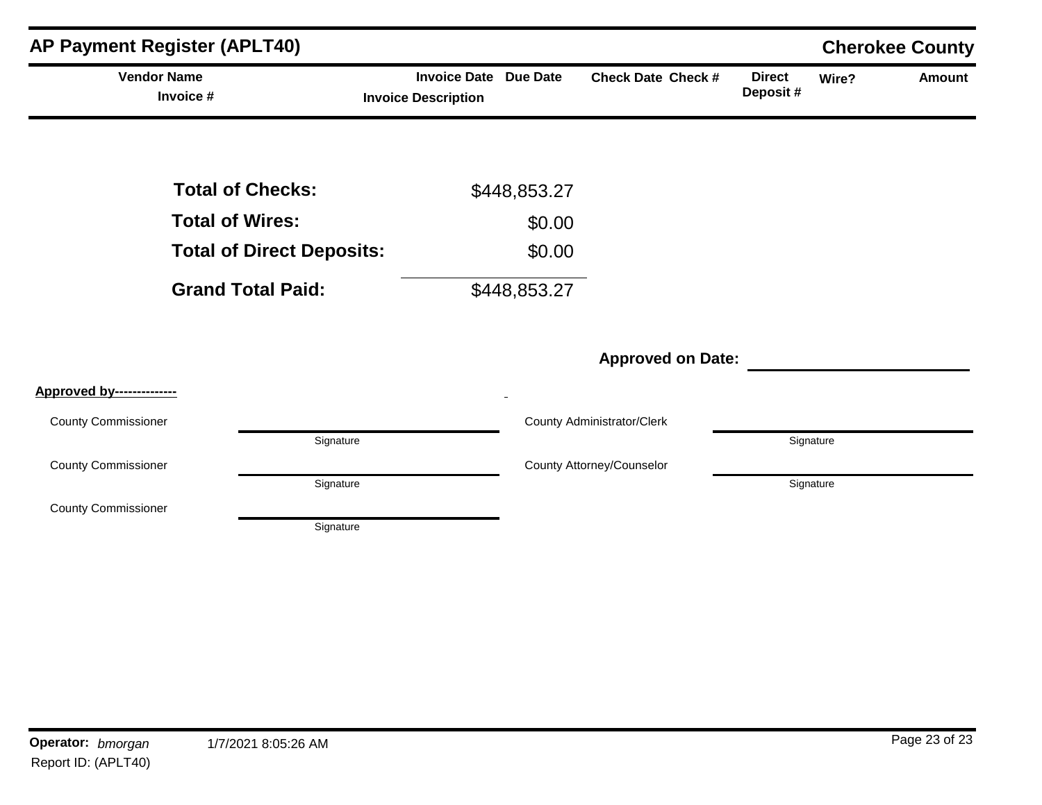## AP Payment Register (APLT40)

**Cherokee County**

| Vendor Name / Invoice # | Invoice Date / Invoice Description | Due Date | Check Date | Check # | Direct Deposit # | Wire? | Amount |
|---|---|---|---|---|---|---|---|

| | |
|---|---|
| **Total of Checks:** | $448,853.27 |
| **Total of Wires:** | $0.00 |
| **Total of Direct Deposits:** | $0.00 |
| **Grand Total Paid:** | $448,853.27 |

**Approved on Date:** ______________________

**Approved by--------------**

County Commissioner ______________________
Signature

County Administrator/Clerk ______________________
Signature

County Commissioner ______________________
Signature

County Attorney/Counselor ______________________
Signature

County Commissioner ______________________
Signature

**Operator:** *bmorgan* 1/7/2021 8:05:26 AM
Report ID: (APLT40)